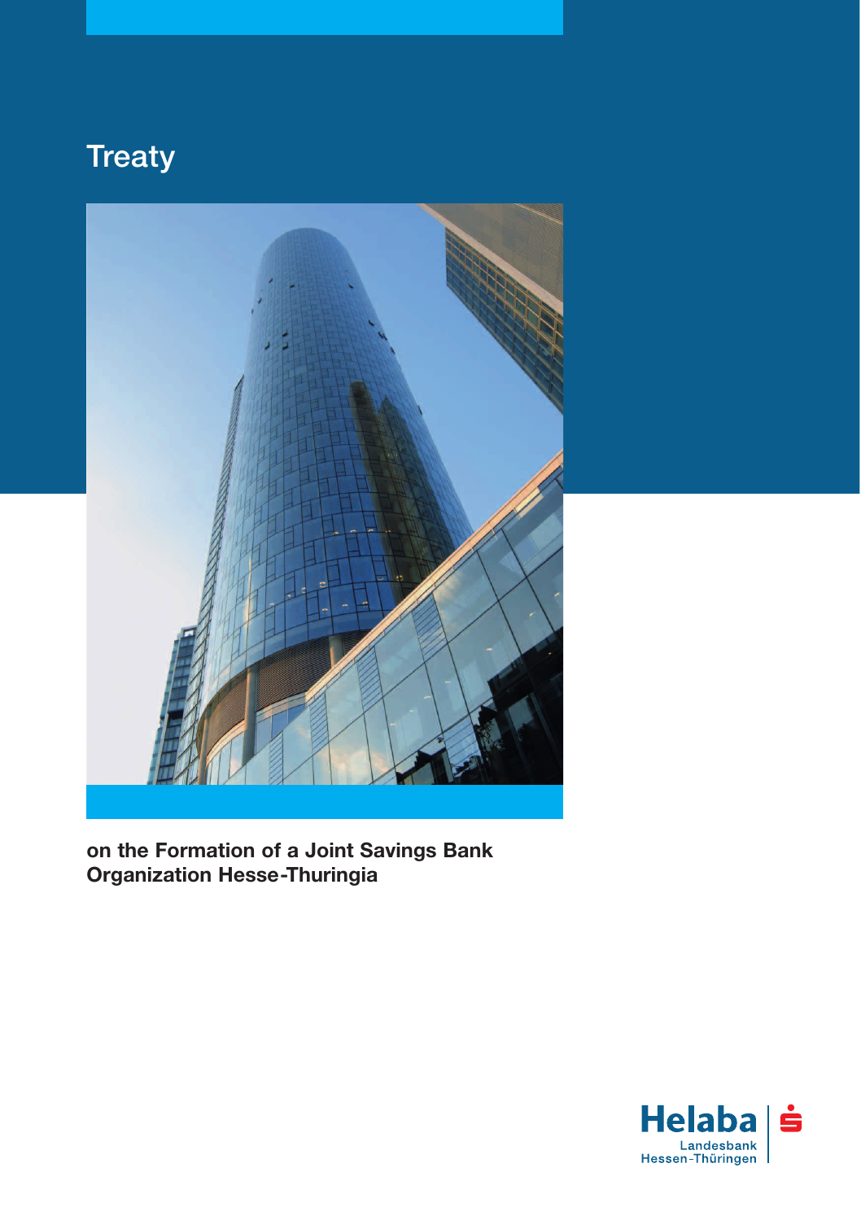# Treaty

**on the Formation of a Joint Savings Bank Organization Hesse-Thuringia**

Helaba
Landesbank
Hessen-Thüringen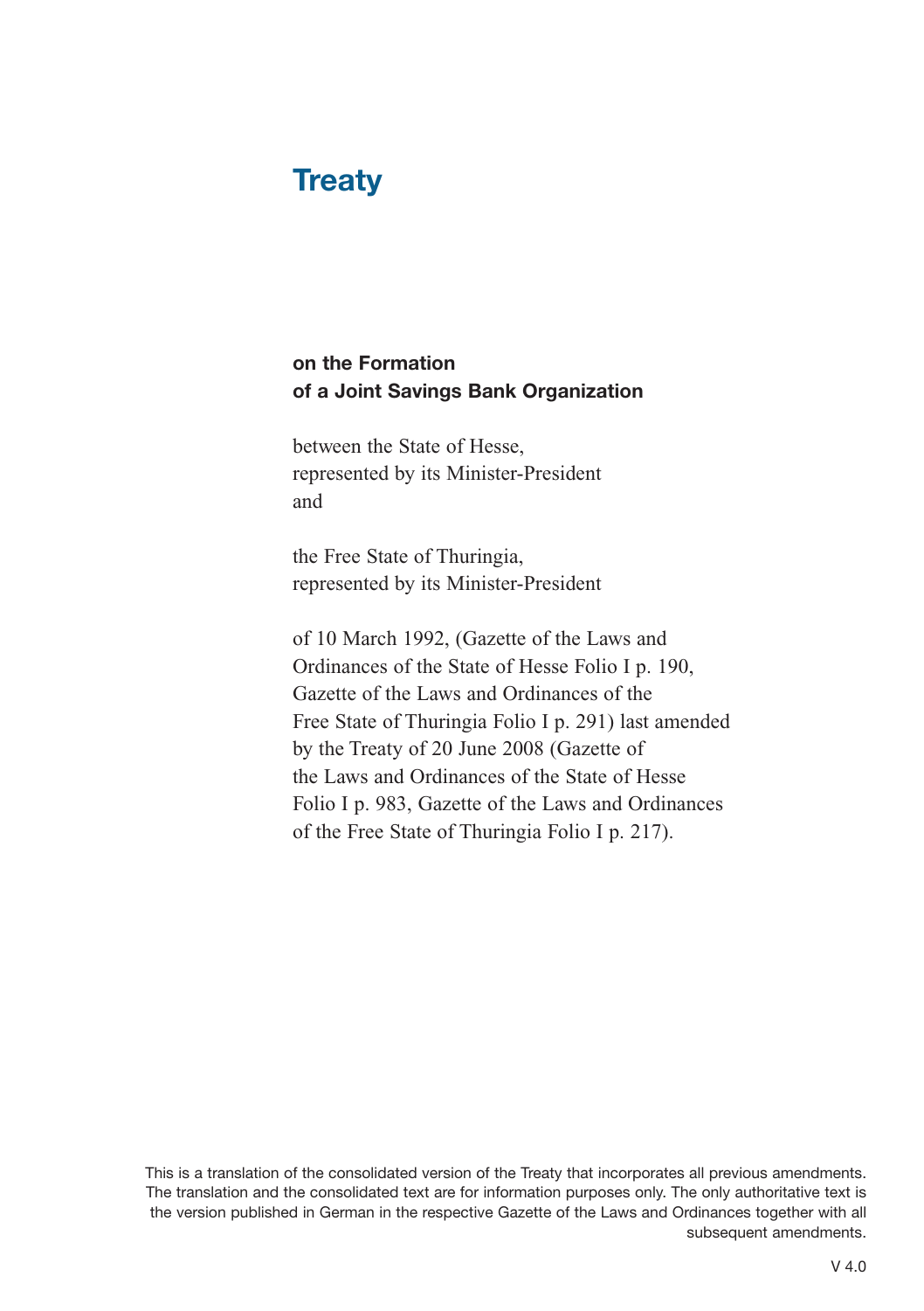# Treaty

**on the Formation**
**of a Joint Savings Bank Organization**

between the State of Hesse,
represented by its Minister-President
and

the Free State of Thuringia,
represented by its Minister-President

of 10 March 1992, (Gazette of the Laws and Ordinances of the State of Hesse Folio I p. 190, Gazette of the Laws and Ordinances of the Free State of Thuringia Folio I p. 291) last amended by the Treaty of 20 June 2008 (Gazette of the Laws and Ordinances of the State of Hesse Folio I p. 983, Gazette of the Laws and Ordinances of the Free State of Thuringia Folio I p. 217).

This is a translation of the consolidated version of the Treaty that incorporates all previous amendments. The translation and the consolidated text are for information purposes only. The only authoritative text is the version published in German in the respective Gazette of the Laws and Ordinances together with all subsequent amendments.

V 4.0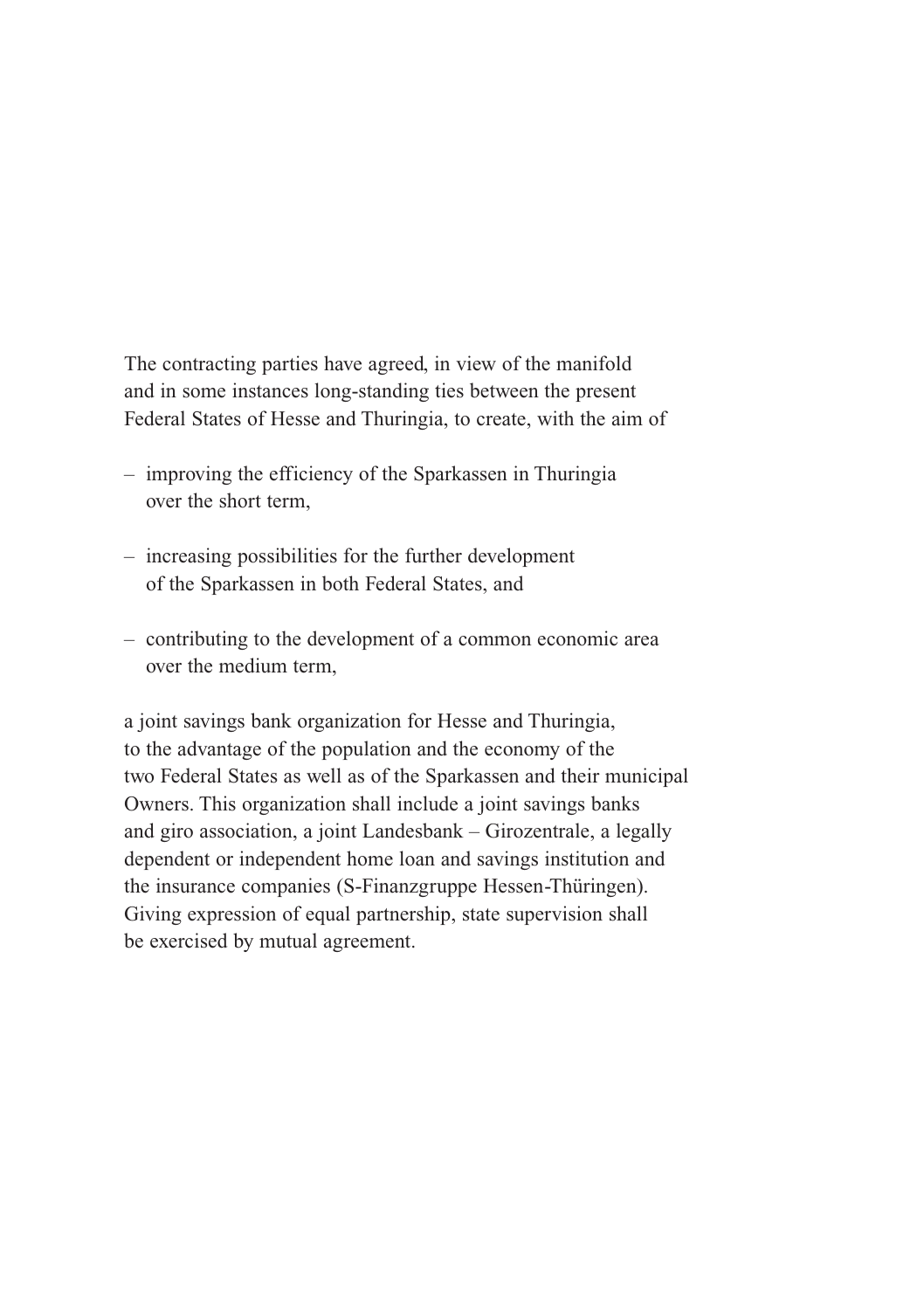The contracting parties have agreed, in view of the manifold and in some instances long-standing ties between the present Federal States of Hesse and Thuringia, to create, with the aim of

- improving the efficiency of the Sparkassen in Thuringia over the short term,
- increasing possibilities for the further development of the Sparkassen in both Federal States, and
- contributing to the development of a common economic area over the medium term,

a joint savings bank organization for Hesse and Thuringia, to the advantage of the population and the economy of the two Federal States as well as of the Sparkassen and their municipal Owners. This organization shall include a joint savings banks and giro association, a joint Landesbank – Girozentrale, a legally dependent or independent home loan and savings institution and the insurance companies (S-Finanzgruppe Hessen-Thüringen). Giving expression of equal partnership, state supervision shall be exercised by mutual agreement.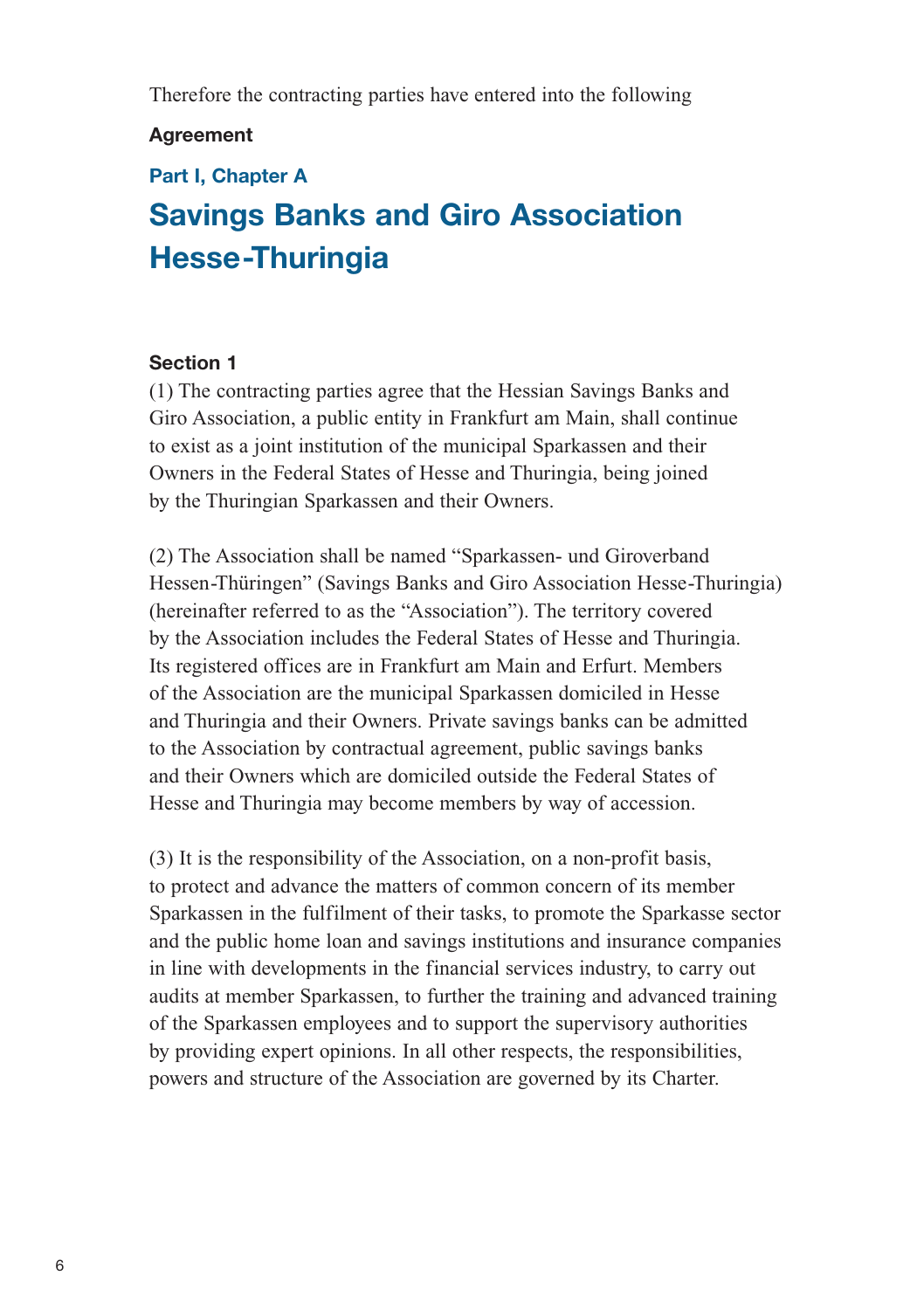Therefore the contracting parties have entered into the following

**Agreement**

### Part I, Chapter A

# Savings Banks and Giro Association Hesse-Thuringia

**Section 1**

(1) The contracting parties agree that the Hessian Savings Banks and Giro Association, a public entity in Frankfurt am Main, shall continue to exist as a joint institution of the municipal Sparkassen and their Owners in the Federal States of Hesse and Thuringia, being joined by the Thuringian Sparkassen and their Owners.

(2) The Association shall be named "Sparkassen- und Giroverband Hessen-Thüringen" (Savings Banks and Giro Association Hesse-Thuringia) (hereinafter referred to as the "Association"). The territory covered by the Association includes the Federal States of Hesse and Thuringia. Its registered offices are in Frankfurt am Main and Erfurt. Members of the Association are the municipal Sparkassen domiciled in Hesse and Thuringia and their Owners. Private savings banks can be admitted to the Association by contractual agreement, public savings banks and their Owners which are domiciled outside the Federal States of Hesse and Thuringia may become members by way of accession.

(3) It is the responsibility of the Association, on a non-profit basis, to protect and advance the matters of common concern of its member Sparkassen in the fulfilment of their tasks, to promote the Sparkasse sector and the public home loan and savings institutions and insurance companies in line with developments in the financial services industry, to carry out audits at member Sparkassen, to further the training and advanced training of the Sparkassen employees and to support the supervisory authorities by providing expert opinions. In all other respects, the responsibilities, powers and structure of the Association are governed by its Charter.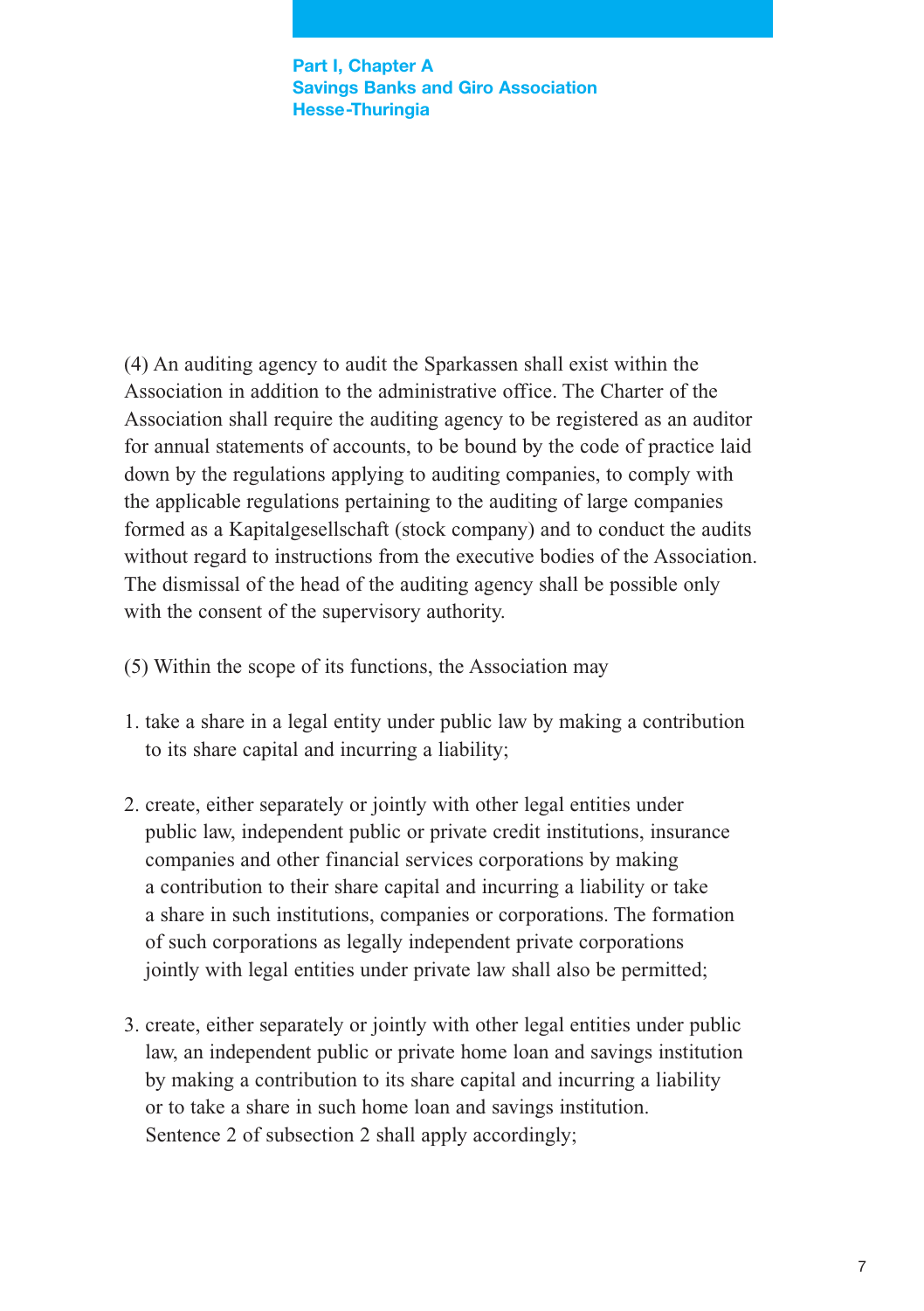(4) An auditing agency to audit the Sparkassen shall exist within the Association in addition to the administrative office. The Charter of the Association shall require the auditing agency to be registered as an auditor for annual statements of accounts, to be bound by the code of practice laid down by the regulations applying to auditing companies, to comply with the applicable regulations pertaining to the auditing of large companies formed as a Kapitalgesellschaft (stock company) and to conduct the audits without regard to instructions from the executive bodies of the Association. The dismissal of the head of the auditing agency shall be possible only with the consent of the supervisory authority.

(5) Within the scope of its functions, the Association may

1. take a share in a legal entity under public law by making a contribution to its share capital and incurring a liability;

2. create, either separately or jointly with other legal entities under public law, independent public or private credit institutions, insurance companies and other financial services corporations by making a contribution to their share capital and incurring a liability or take a share in such institutions, companies or corporations. The formation of such corporations as legally independent private corporations jointly with legal entities under private law shall also be permitted;

3. create, either separately or jointly with other legal entities under public law, an independent public or private home loan and savings institution by making a contribution to its share capital and incurring a liability or to take a share in such home loan and savings institution. Sentence 2 of subsection 2 shall apply accordingly;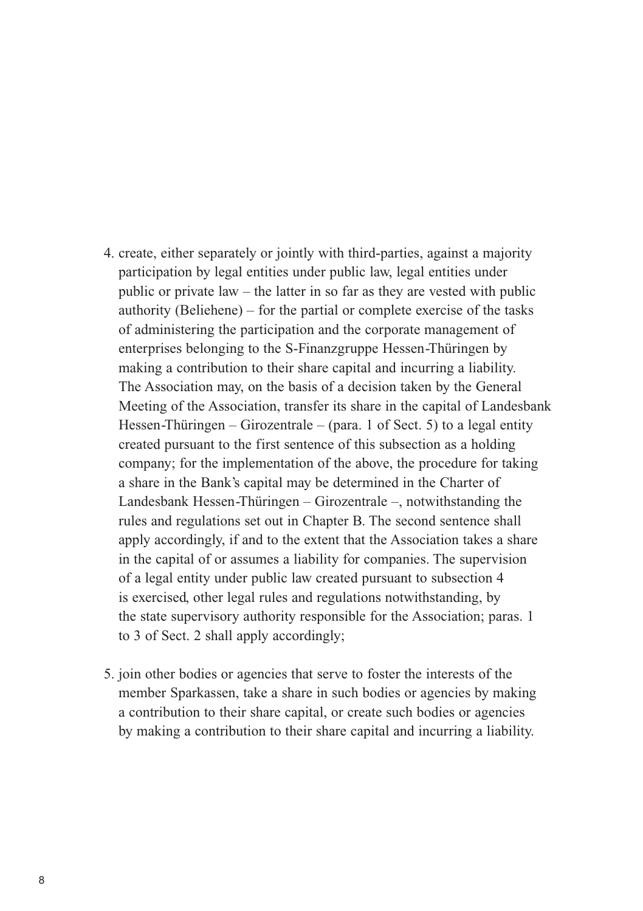4. create, either separately or jointly with third-parties, against a majority participation by legal entities under public law, legal entities under public or private law – the latter in so far as they are vested with public authority (Beliehene) – for the partial or complete exercise of the tasks of administering the participation and the corporate management of enterprises belonging to the S-Finanzgruppe Hessen-Thüringen by making a contribution to their share capital and incurring a liability. The Association may, on the basis of a decision taken by the General Meeting of the Association, transfer its share in the capital of Landesbank Hessen-Thüringen – Girozentrale – (para. 1 of Sect. 5) to a legal entity created pursuant to the first sentence of this subsection as a holding company; for the implementation of the above, the procedure for taking a share in the Bank's capital may be determined in the Charter of Landesbank Hessen-Thüringen – Girozentrale –, notwithstanding the rules and regulations set out in Chapter B. The second sentence shall apply accordingly, if and to the extent that the Association takes a share in the capital of or assumes a liability for companies. The supervision of a legal entity under public law created pursuant to subsection 4 is exercised, other legal rules and regulations notwithstanding, by the state supervisory authority responsible for the Association; paras. 1 to 3 of Sect. 2 shall apply accordingly;

5. join other bodies or agencies that serve to foster the interests of the member Sparkassen, take a share in such bodies or agencies by making a contribution to their share capital, or create such bodies or agencies by making a contribution to their share capital and incurring a liability.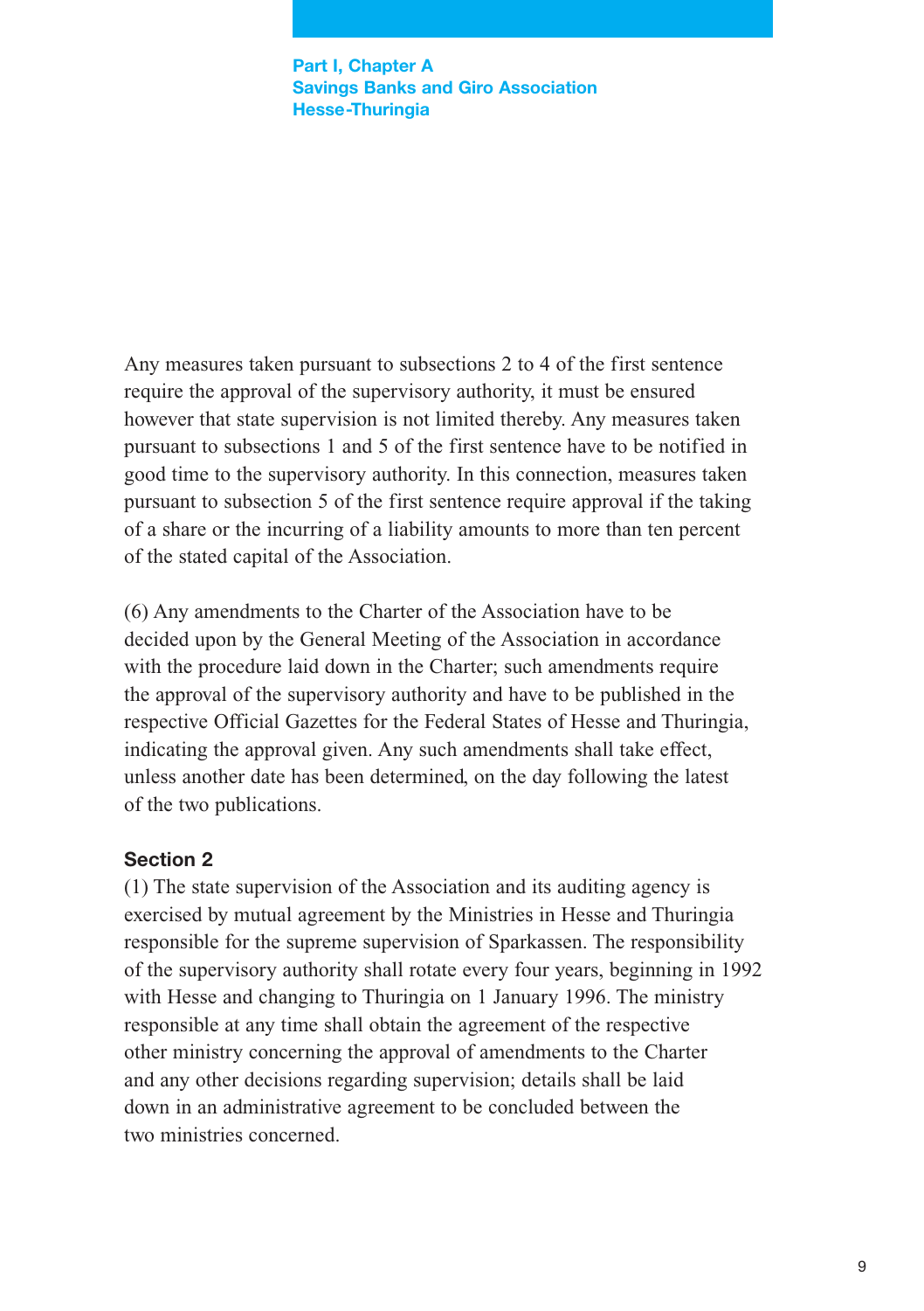Any measures taken pursuant to subsections 2 to 4 of the first sentence require the approval of the supervisory authority, it must be ensured however that state supervision is not limited thereby. Any measures taken pursuant to subsections 1 and 5 of the first sentence have to be notified in good time to the supervisory authority. In this connection, measures taken pursuant to subsection 5 of the first sentence require approval if the taking of a share or the incurring of a liability amounts to more than ten percent of the stated capital of the Association.

(6) Any amendments to the Charter of the Association have to be decided upon by the General Meeting of the Association in accordance with the procedure laid down in the Charter; such amendments require the approval of the supervisory authority and have to be published in the respective Official Gazettes for the Federal States of Hesse and Thuringia, indicating the approval given. Any such amendments shall take effect, unless another date has been determined, on the day following the latest of the two publications.

**Section 2**

(1) The state supervision of the Association and its auditing agency is exercised by mutual agreement by the Ministries in Hesse and Thuringia responsible for the supreme supervision of Sparkassen. The responsibility of the supervisory authority shall rotate every four years, beginning in 1992 with Hesse and changing to Thuringia on 1 January 1996. The ministry responsible at any time shall obtain the agreement of the respective other ministry concerning the approval of amendments to the Charter and any other decisions regarding supervision; details shall be laid down in an administrative agreement to be concluded between the two ministries concerned.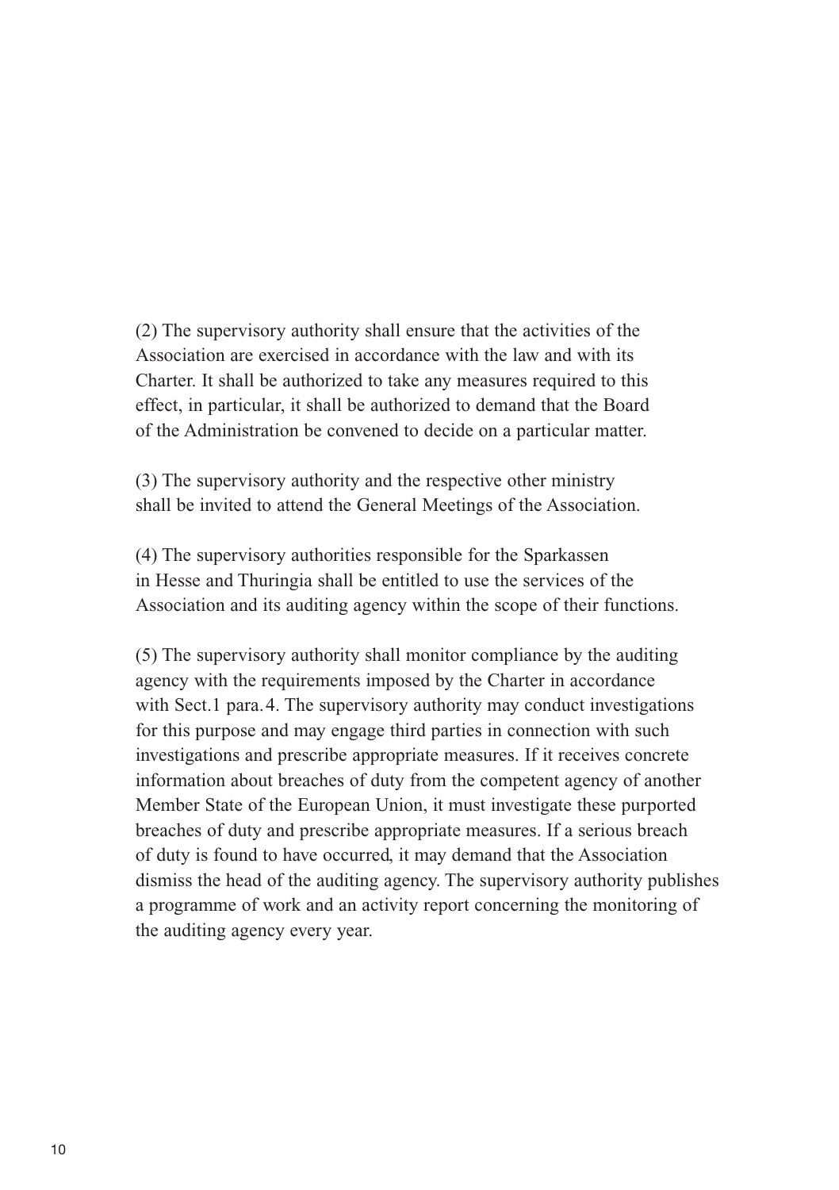(2) The supervisory authority shall ensure that the activities of the Association are exercised in accordance with the law and with its Charter. It shall be authorized to take any measures required to this effect, in particular, it shall be authorized to demand that the Board of the Administration be convened to decide on a particular matter.

(3) The supervisory authority and the respective other ministry shall be invited to attend the General Meetings of the Association.

(4) The supervisory authorities responsible for the Sparkassen in Hesse and Thuringia shall be entitled to use the services of the Association and its auditing agency within the scope of their functions.

(5) The supervisory authority shall monitor compliance by the auditing agency with the requirements imposed by the Charter in accordance with Sect.1 para.4. The supervisory authority may conduct investigations for this purpose and may engage third parties in connection with such investigations and prescribe appropriate measures. If it receives concrete information about breaches of duty from the competent agency of another Member State of the European Union, it must investigate these purported breaches of duty and prescribe appropriate measures. If a serious breach of duty is found to have occurred, it may demand that the Association dismiss the head of the auditing agency. The supervisory authority publishes a programme of work and an activity report concerning the monitoring of the auditing agency every year.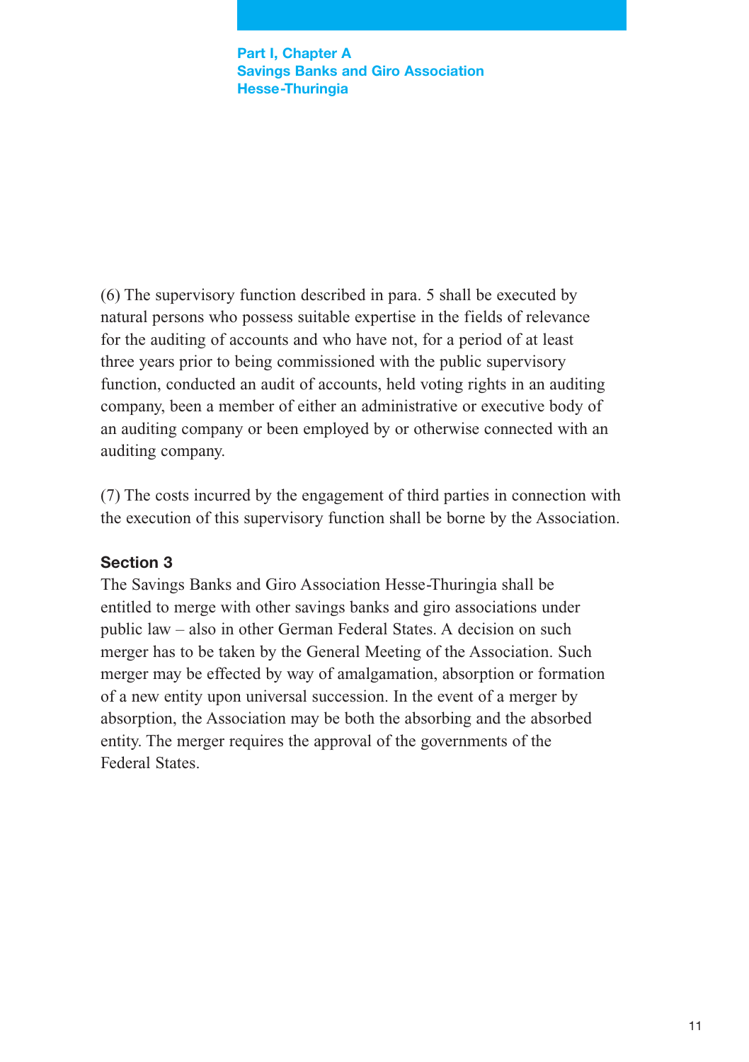(6) The supervisory function described in para. 5 shall be executed by natural persons who possess suitable expertise in the fields of relevance for the auditing of accounts and who have not, for a period of at least three years prior to being commissioned with the public supervisory function, conducted an audit of accounts, held voting rights in an auditing company, been a member of either an administrative or executive body of an auditing company or been employed by or otherwise connected with an auditing company.

(7) The costs incurred by the engagement of third parties in connection with the execution of this supervisory function shall be borne by the Association.

### Section 3

The Savings Banks and Giro Association Hesse-Thuringia shall be entitled to merge with other savings banks and giro associations under public law – also in other German Federal States. A decision on such merger has to be taken by the General Meeting of the Association. Such merger may be effected by way of amalgamation, absorption or formation of a new entity upon universal succession. In the event of a merger by absorption, the Association may be both the absorbing and the absorbed entity. The merger requires the approval of the governments of the Federal States.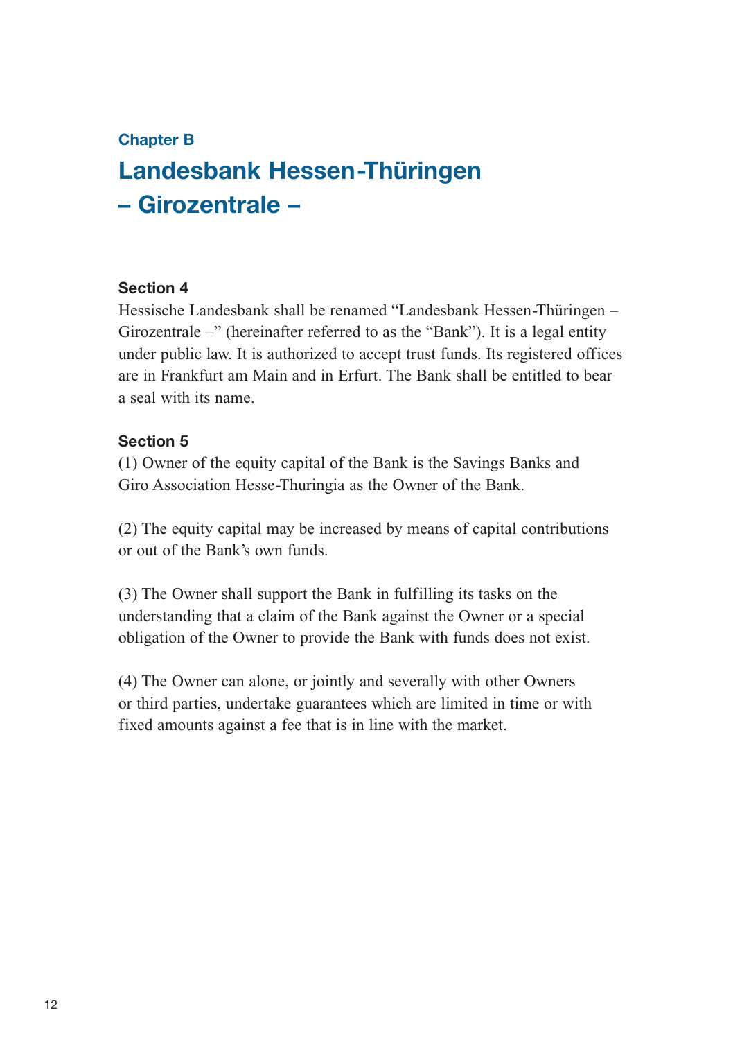Chapter B

# Landesbank Hessen-Thüringen – Girozentrale –

### Section 4

Hessische Landesbank shall be renamed “Landesbank Hessen-Thüringen – Girozentrale –” (hereinafter referred to as the “Bank”). It is a legal entity under public law. It is authorized to accept trust funds. Its registered offices are in Frankfurt am Main and in Erfurt. The Bank shall be entitled to bear a seal with its name.

### Section 5

(1) Owner of the equity capital of the Bank is the Savings Banks and Giro Association Hesse-Thuringia as the Owner of the Bank.

(2) The equity capital may be increased by means of capital contributions or out of the Bank’s own funds.

(3) The Owner shall support the Bank in fulfilling its tasks on the understanding that a claim of the Bank against the Owner or a special obligation of the Owner to provide the Bank with funds does not exist.

(4) The Owner can alone, or jointly and severally with other Owners or third parties, undertake guarantees which are limited in time or with fixed amounts against a fee that is in line with the market.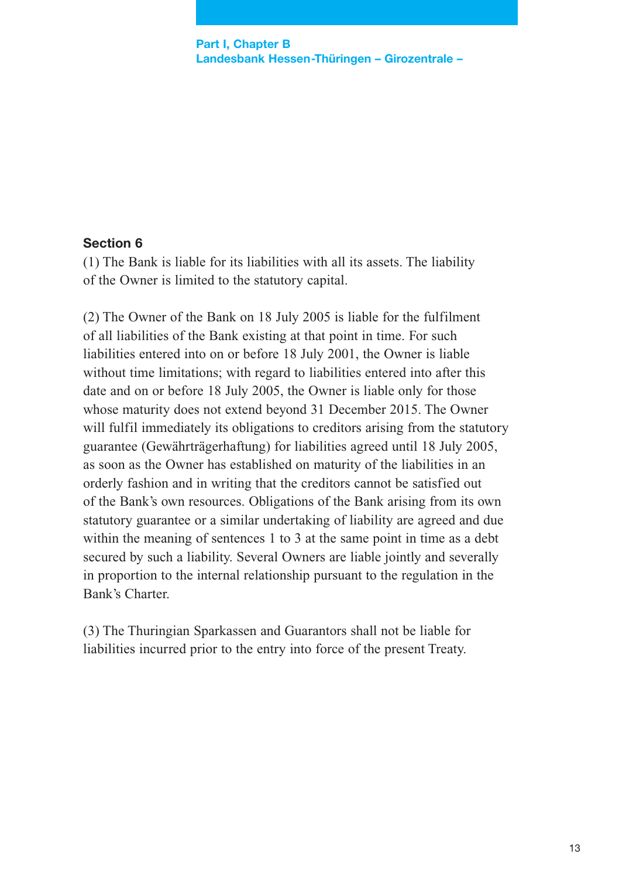### Section 6

(1) The Bank is liable for its liabilities with all its assets. The liability of the Owner is limited to the statutory capital.

(2) The Owner of the Bank on 18 July 2005 is liable for the fulfilment of all liabilities of the Bank existing at that point in time. For such liabilities entered into on or before 18 July 2001, the Owner is liable without time limitations; with regard to liabilities entered into after this date and on or before 18 July 2005, the Owner is liable only for those whose maturity does not extend beyond 31 December 2015. The Owner will fulfil immediately its obligations to creditors arising from the statutory guarantee (Gewährträgerhaftung) for liabilities agreed until 18 July 2005, as soon as the Owner has established on maturity of the liabilities in an orderly fashion and in writing that the creditors cannot be satisfied out of the Bank's own resources. Obligations of the Bank arising from its own statutory guarantee or a similar undertaking of liability are agreed and due within the meaning of sentences 1 to 3 at the same point in time as a debt secured by such a liability. Several Owners are liable jointly and severally in proportion to the internal relationship pursuant to the regulation in the Bank's Charter.

(3) The Thuringian Sparkassen and Guarantors shall not be liable for liabilities incurred prior to the entry into force of the present Treaty.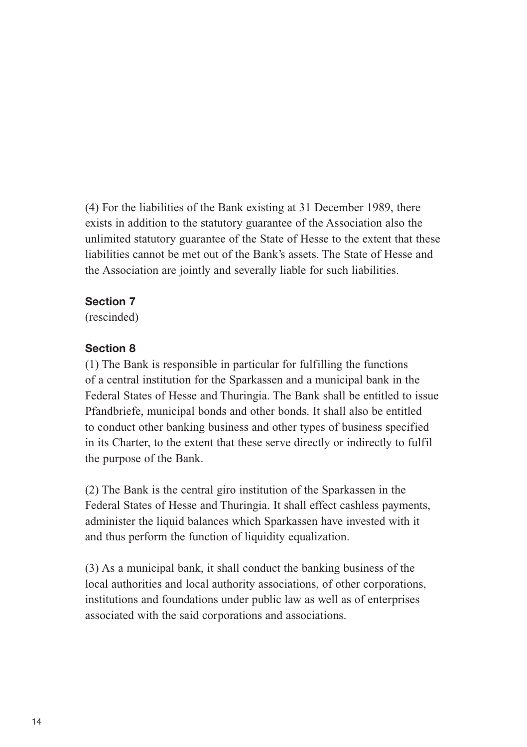(4) For the liabilities of the Bank existing at 31 December 1989, there exists in addition to the statutory guarantee of the Association also the unlimited statutory guarantee of the State of Hesse to the extent that these liabilities cannot be met out of the Bank's assets. The State of Hesse and the Association are jointly and severally liable for such liabilities.

**Section 7**
(rescinded)

**Section 8**
(1) The Bank is responsible in particular for fulfilling the functions of a central institution for the Sparkassen and a municipal bank in the Federal States of Hesse and Thuringia. The Bank shall be entitled to issue Pfandbriefe, municipal bonds and other bonds. It shall also be entitled to conduct other banking business and other types of business specified in its Charter, to the extent that these serve directly or indirectly to fulfil the purpose of the Bank.

(2) The Bank is the central giro institution of the Sparkassen in the Federal States of Hesse and Thuringia. It shall effect cashless payments, administer the liquid balances which Sparkassen have invested with it and thus perform the function of liquidity equalization.

(3) As a municipal bank, it shall conduct the banking business of the local authorities and local authority associations, of other corporations, institutions and foundations under public law as well as of enterprises associated with the said corporations and associations.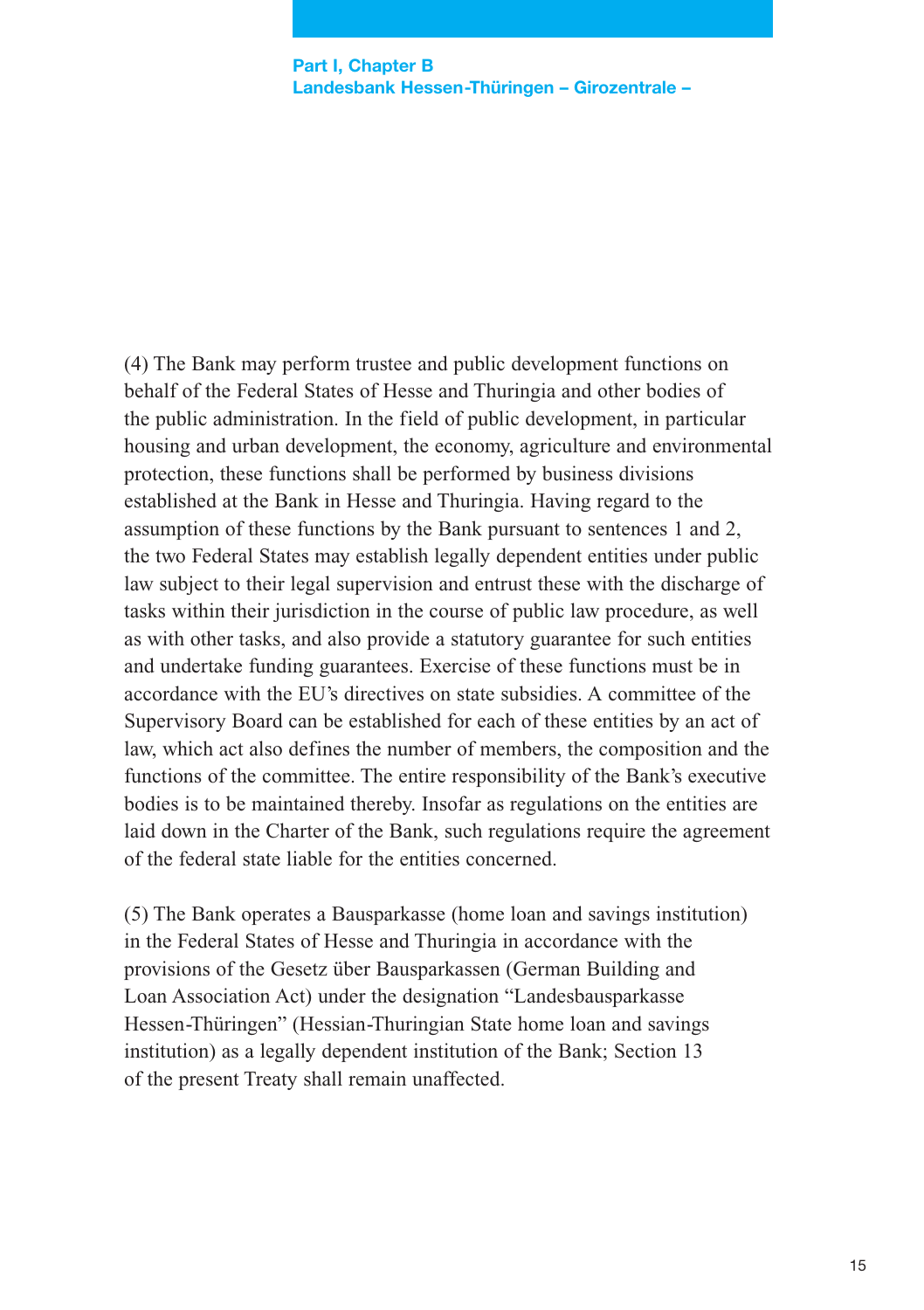(4) The Bank may perform trustee and public development functions on behalf of the Federal States of Hesse and Thuringia and other bodies of the public administration. In the field of public development, in particular housing and urban development, the economy, agriculture and environmental protection, these functions shall be performed by business divisions established at the Bank in Hesse and Thuringia. Having regard to the assumption of these functions by the Bank pursuant to sentences 1 and 2, the two Federal States may establish legally dependent entities under public law subject to their legal supervision and entrust these with the discharge of tasks within their jurisdiction in the course of public law procedure, as well as with other tasks, and also provide a statutory guarantee for such entities and undertake funding guarantees. Exercise of these functions must be in accordance with the EU's directives on state subsidies. A committee of the Supervisory Board can be established for each of these entities by an act of law, which act also defines the number of members, the composition and the functions of the committee. The entire responsibility of the Bank's executive bodies is to be maintained thereby. Insofar as regulations on the entities are laid down in the Charter of the Bank, such regulations require the agreement of the federal state liable for the entities concerned.

(5) The Bank operates a Bausparkasse (home loan and savings institution) in the Federal States of Hesse and Thuringia in accordance with the provisions of the Gesetz über Bausparkassen (German Building and Loan Association Act) under the designation "Landesbausparkasse Hessen-Thüringen" (Hessian-Thuringian State home loan and savings institution) as a legally dependent institution of the Bank; Section 13 of the present Treaty shall remain unaffected.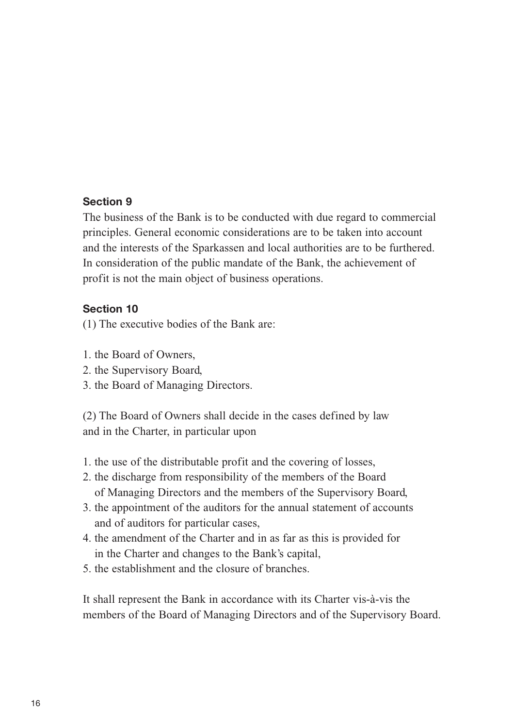**Section 9**

The business of the Bank is to be conducted with due regard to commercial principles. General economic considerations are to be taken into account and the interests of the Sparkassen and local authorities are to be furthered. In consideration of the public mandate of the Bank, the achievement of profit is not the main object of business operations.

**Section 10**

(1) The executive bodies of the Bank are:

1. the Board of Owners,
2. the Supervisory Board,
3. the Board of Managing Directors.

(2) The Board of Owners shall decide in the cases defined by law and in the Charter, in particular upon

1. the use of the distributable profit and the covering of losses,
2. the discharge from responsibility of the members of the Board of Managing Directors and the members of the Supervisory Board,
3. the appointment of the auditors for the annual statement of accounts and of auditors for particular cases,
4. the amendment of the Charter and in as far as this is provided for in the Charter and changes to the Bank's capital,
5. the establishment and the closure of branches.

It shall represent the Bank in accordance with its Charter vis-à-vis the members of the Board of Managing Directors and of the Supervisory Board.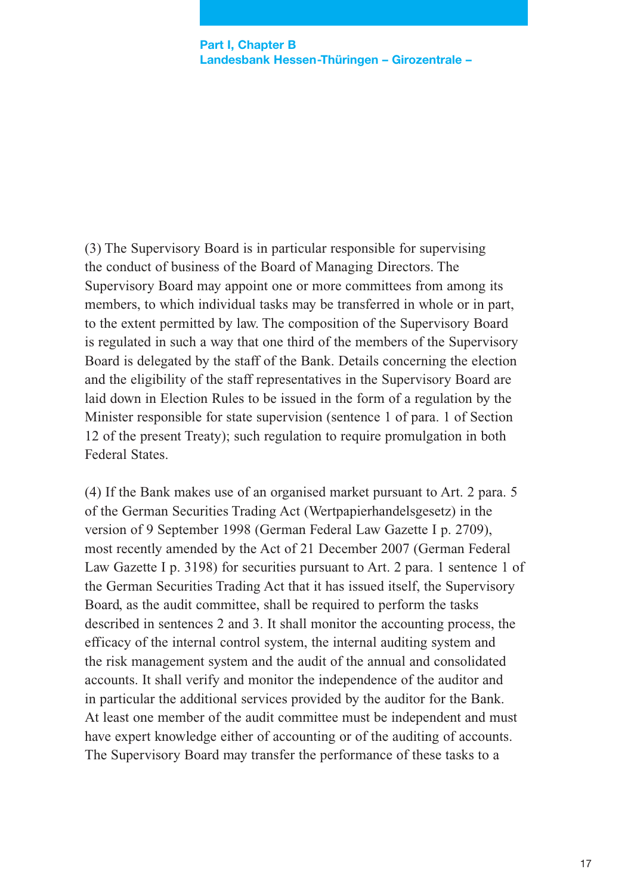(3) The Supervisory Board is in particular responsible for supervising the conduct of business of the Board of Managing Directors. The Supervisory Board may appoint one or more committees from among its members, to which individual tasks may be transferred in whole or in part, to the extent permitted by law. The composition of the Supervisory Board is regulated in such a way that one third of the members of the Supervisory Board is delegated by the staff of the Bank. Details concerning the election and the eligibility of the staff representatives in the Supervisory Board are laid down in Election Rules to be issued in the form of a regulation by the Minister responsible for state supervision (sentence 1 of para. 1 of Section 12 of the present Treaty); such regulation to require promulgation in both Federal States.

(4) If the Bank makes use of an organised market pursuant to Art. 2 para. 5 of the German Securities Trading Act (Wertpapierhandelsgesetz) in the version of 9 September 1998 (German Federal Law Gazette I p. 2709), most recently amended by the Act of 21 December 2007 (German Federal Law Gazette I p. 3198) for securities pursuant to Art. 2 para. 1 sentence 1 of the German Securities Trading Act that it has issued itself, the Supervisory Board, as the audit committee, shall be required to perform the tasks described in sentences 2 and 3. It shall monitor the accounting process, the efficacy of the internal control system, the internal auditing system and the risk management system and the audit of the annual and consolidated accounts. It shall verify and monitor the independence of the auditor and in particular the additional services provided by the auditor for the Bank. At least one member of the audit committee must be independent and must have expert knowledge either of accounting or of the auditing of accounts. The Supervisory Board may transfer the performance of these tasks to a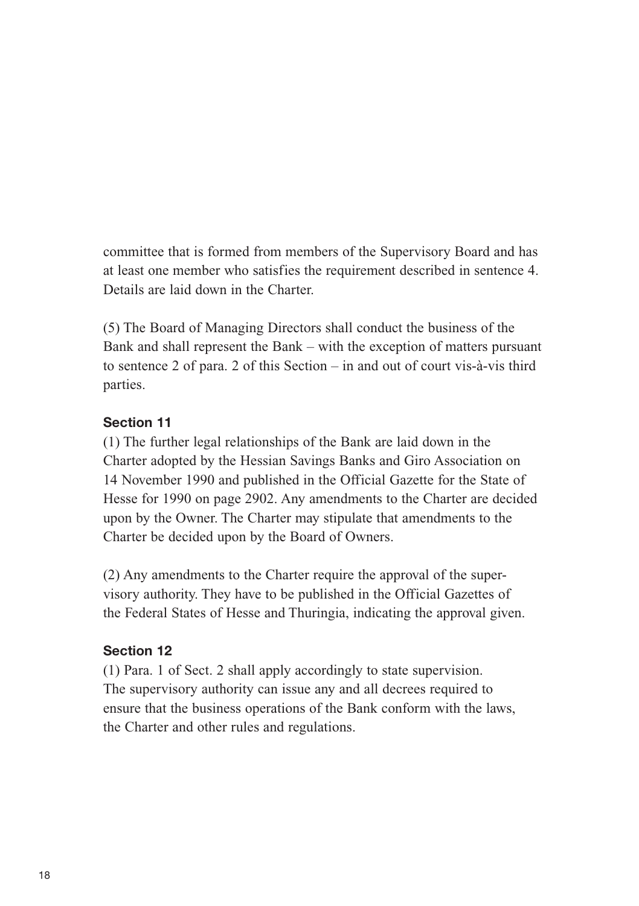committee that is formed from members of the Supervisory Board and has at least one member who satisfies the requirement described in sentence 4. Details are laid down in the Charter.

(5) The Board of Managing Directors shall conduct the business of the Bank and shall represent the Bank – with the exception of matters pursuant to sentence 2 of para. 2 of this Section – in and out of court vis-à-vis third parties.

### Section 11

(1) The further legal relationships of the Bank are laid down in the Charter adopted by the Hessian Savings Banks and Giro Association on 14 November 1990 and published in the Official Gazette for the State of Hesse for 1990 on page 2902. Any amendments to the Charter are decided upon by the Owner. The Charter may stipulate that amendments to the Charter be decided upon by the Board of Owners.

(2) Any amendments to the Charter require the approval of the supervisory authority. They have to be published in the Official Gazettes of the Federal States of Hesse and Thuringia, indicating the approval given.

### Section 12

(1) Para. 1 of Sect. 2 shall apply accordingly to state supervision. The supervisory authority can issue any and all decrees required to ensure that the business operations of the Bank conform with the laws, the Charter and other rules and regulations.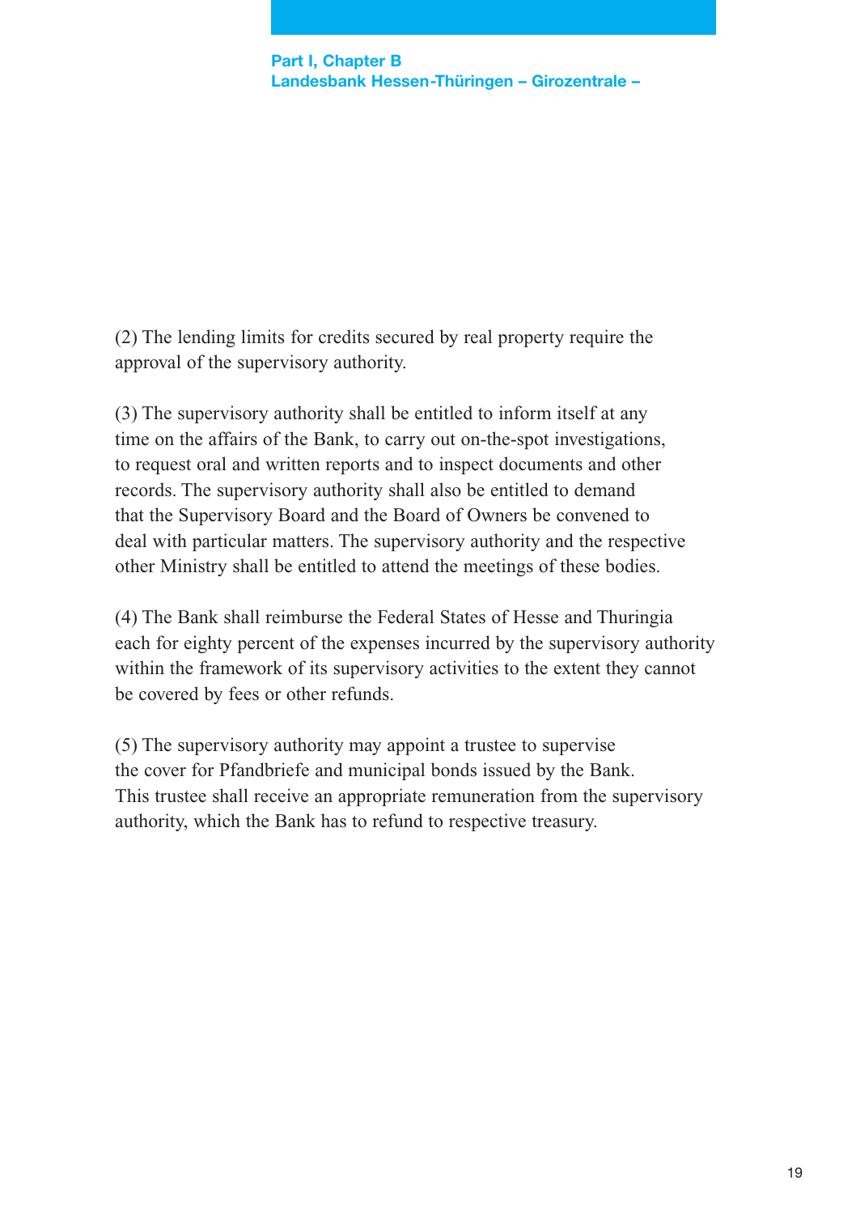(2) The lending limits for credits secured by real property require the approval of the supervisory authority.

(3) The supervisory authority shall be entitled to inform itself at any time on the affairs of the Bank, to carry out on-the-spot investigations, to request oral and written reports and to inspect documents and other records. The supervisory authority shall also be entitled to demand that the Supervisory Board and the Board of Owners be convened to deal with particular matters. The supervisory authority and the respective other Ministry shall be entitled to attend the meetings of these bodies.

(4) The Bank shall reimburse the Federal States of Hesse and Thuringia each for eighty percent of the expenses incurred by the supervisory authority within the framework of its supervisory activities to the extent they cannot be covered by fees or other refunds.

(5) The supervisory authority may appoint a trustee to supervise the cover for Pfandbriefe and municipal bonds issued by the Bank. This trustee shall receive an appropriate remuneration from the supervisory authority, which the Bank has to refund to respective treasury.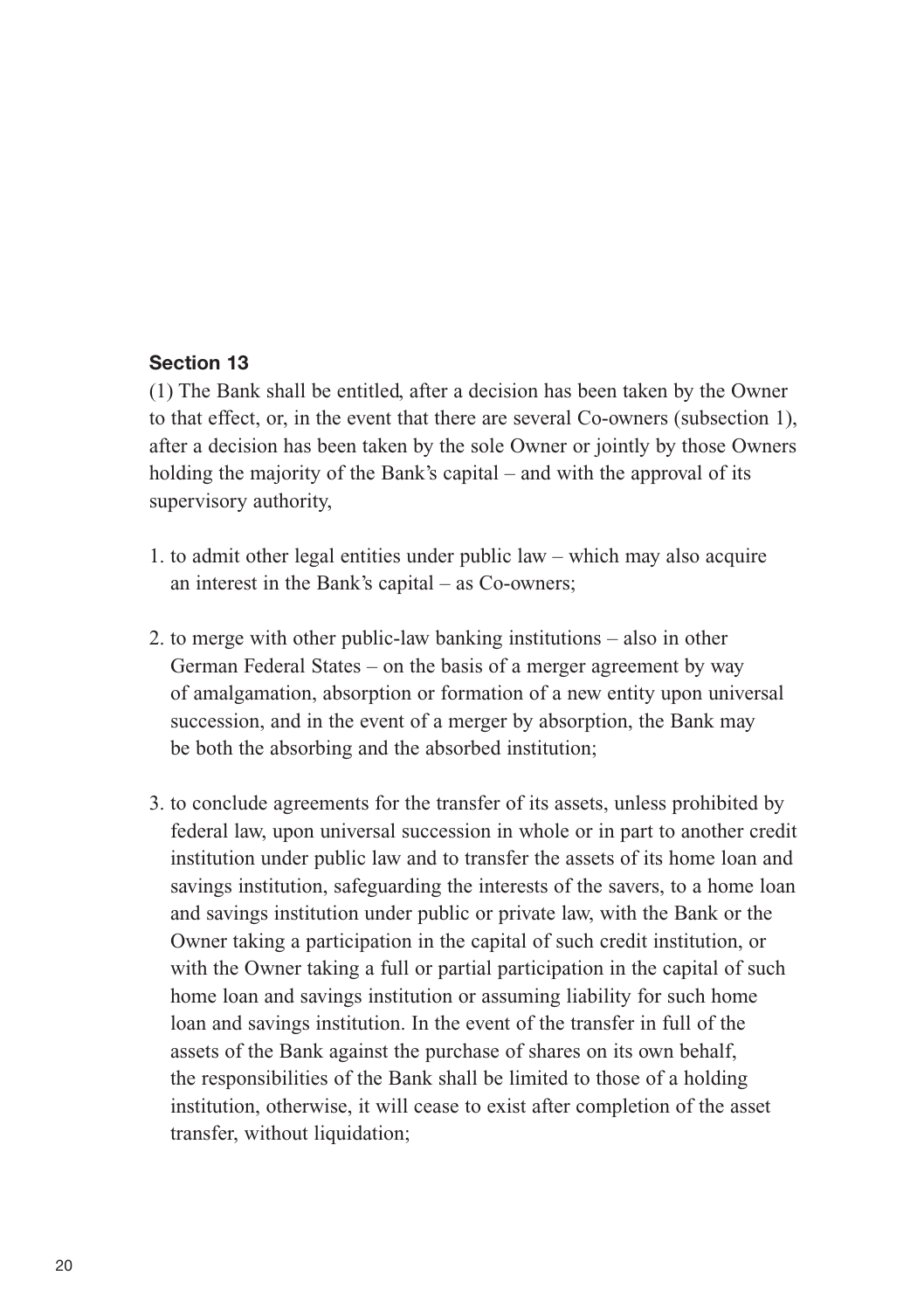**Section 13**

(1) The Bank shall be entitled, after a decision has been taken by the Owner to that effect, or, in the event that there are several Co-owners (subsection 1), after a decision has been taken by the sole Owner or jointly by those Owners holding the majority of the Bank's capital – and with the approval of its supervisory authority,

1. to admit other legal entities under public law – which may also acquire an interest in the Bank's capital – as Co-owners;

2. to merge with other public-law banking institutions – also in other German Federal States – on the basis of a merger agreement by way of amalgamation, absorption or formation of a new entity upon universal succession, and in the event of a merger by absorption, the Bank may be both the absorbing and the absorbed institution;

3. to conclude agreements for the transfer of its assets, unless prohibited by federal law, upon universal succession in whole or in part to another credit institution under public law and to transfer the assets of its home loan and savings institution, safeguarding the interests of the savers, to a home loan and savings institution under public or private law, with the Bank or the Owner taking a participation in the capital of such credit institution, or with the Owner taking a full or partial participation in the capital of such home loan and savings institution or assuming liability for such home loan and savings institution. In the event of the transfer in full of the assets of the Bank against the purchase of shares on its own behalf, the responsibilities of the Bank shall be limited to those of a holding institution, otherwise, it will cease to exist after completion of the asset transfer, without liquidation;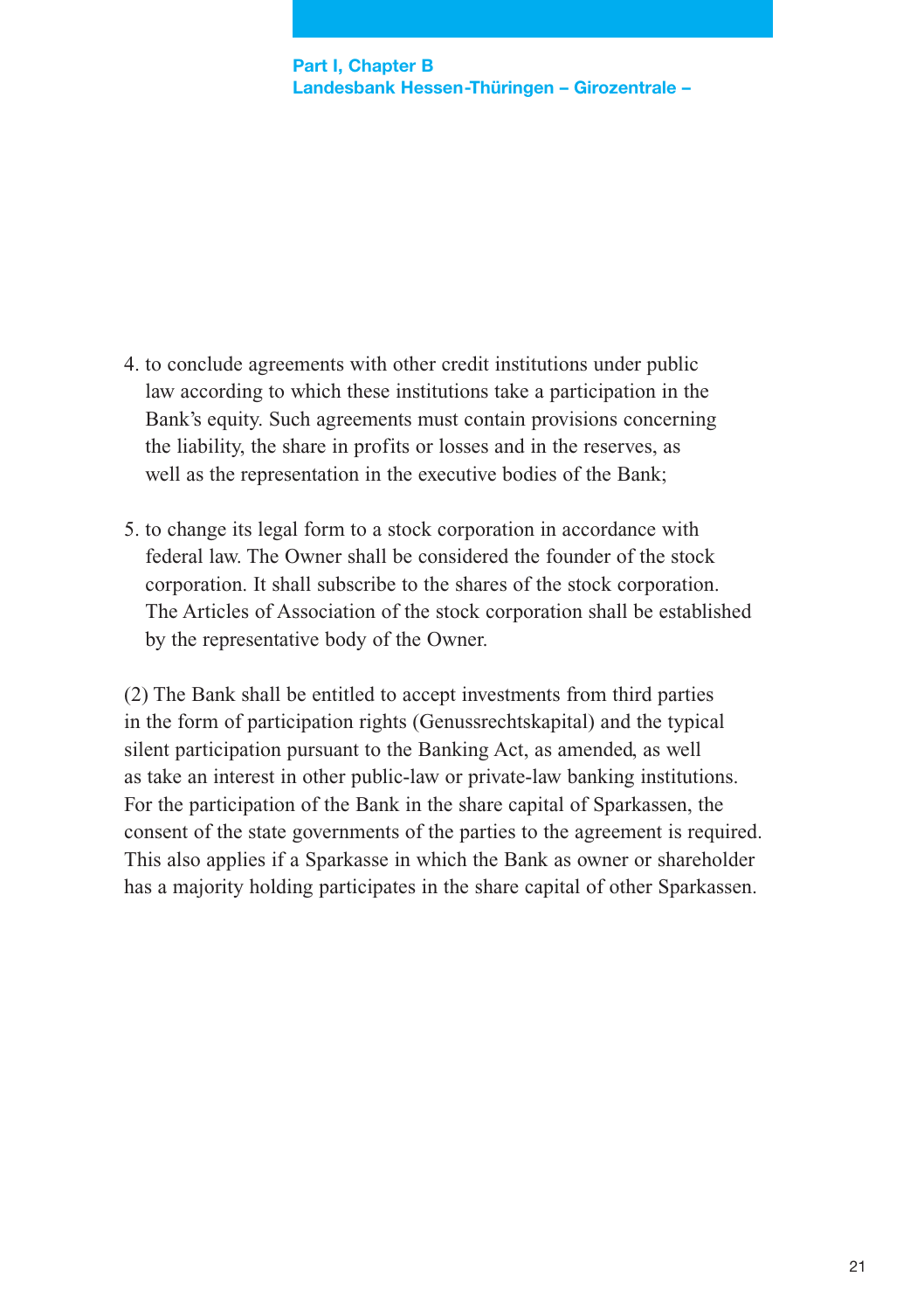4. to conclude agreements with other credit institutions under public law according to which these institutions take a participation in the Bank's equity. Such agreements must contain provisions concerning the liability, the share in profits or losses and in the reserves, as well as the representation in the executive bodies of the Bank;

5. to change its legal form to a stock corporation in accordance with federal law. The Owner shall be considered the founder of the stock corporation. It shall subscribe to the shares of the stock corporation. The Articles of Association of the stock corporation shall be established by the representative body of the Owner.

(2) The Bank shall be entitled to accept investments from third parties in the form of participation rights (Genussrechtskapital) and the typical silent participation pursuant to the Banking Act, as amended, as well as take an interest in other public-law or private-law banking institutions. For the participation of the Bank in the share capital of Sparkassen, the consent of the state governments of the parties to the agreement is required. This also applies if a Sparkasse in which the Bank as owner or shareholder has a majority holding participates in the share capital of other Sparkassen.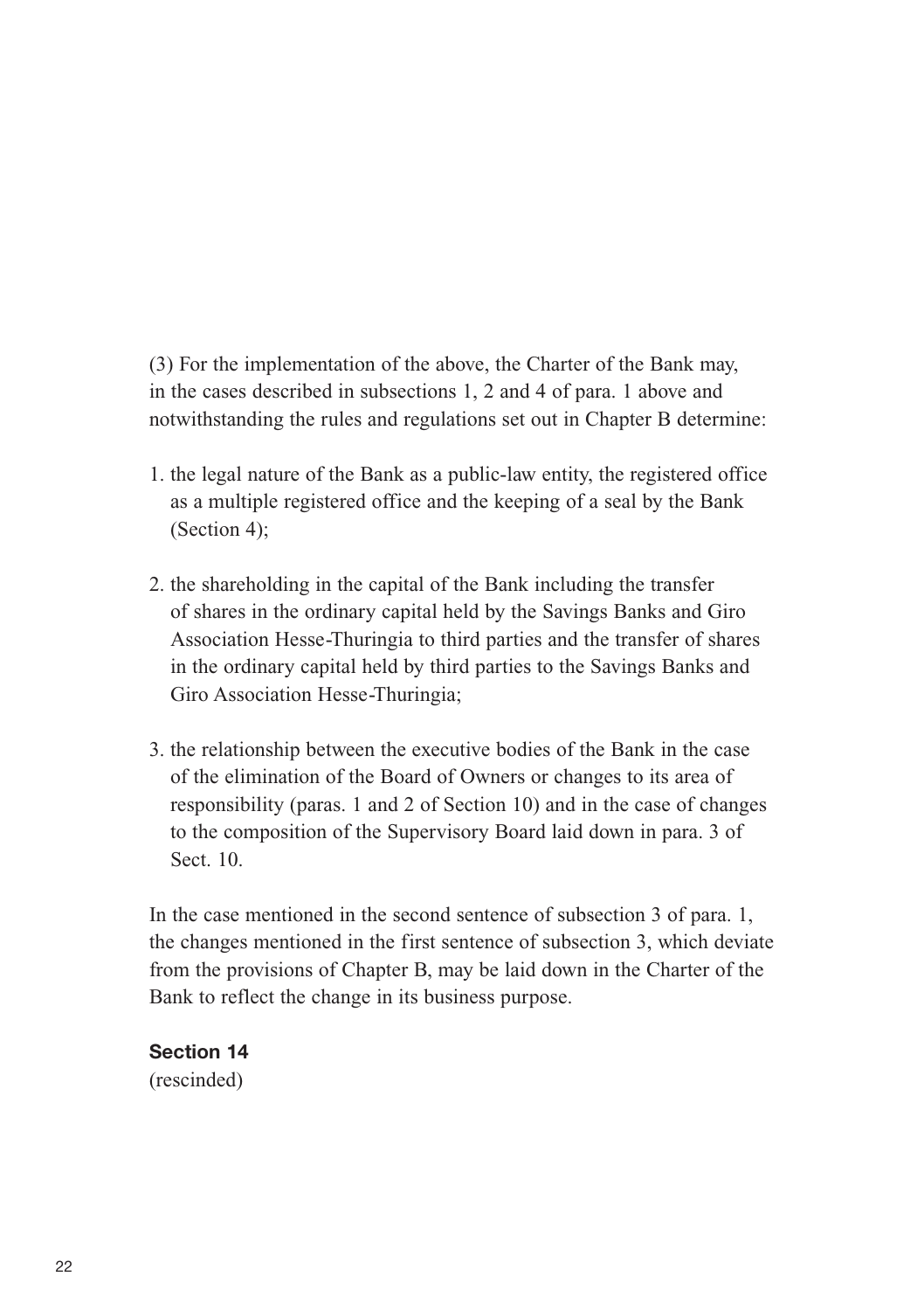(3) For the implementation of the above, the Charter of the Bank may, in the cases described in subsections 1, 2 and 4 of para. 1 above and notwithstanding the rules and regulations set out in Chapter B determine:

1. the legal nature of the Bank as a public-law entity, the registered office as a multiple registered office and the keeping of a seal by the Bank (Section 4);
2. the shareholding in the capital of the Bank including the transfer of shares in the ordinary capital held by the Savings Banks and Giro Association Hesse-Thuringia to third parties and the transfer of shares in the ordinary capital held by third parties to the Savings Banks and Giro Association Hesse-Thuringia;
3. the relationship between the executive bodies of the Bank in the case of the elimination of the Board of Owners or changes to its area of responsibility (paras. 1 and 2 of Section 10) and in the case of changes to the composition of the Supervisory Board laid down in para. 3 of Sect. 10.

In the case mentioned in the second sentence of subsection 3 of para. 1, the changes mentioned in the first sentence of subsection 3, which deviate from the provisions of Chapter B, may be laid down in the Charter of the Bank to reflect the change in its business purpose.

**Section 14**
(rescinded)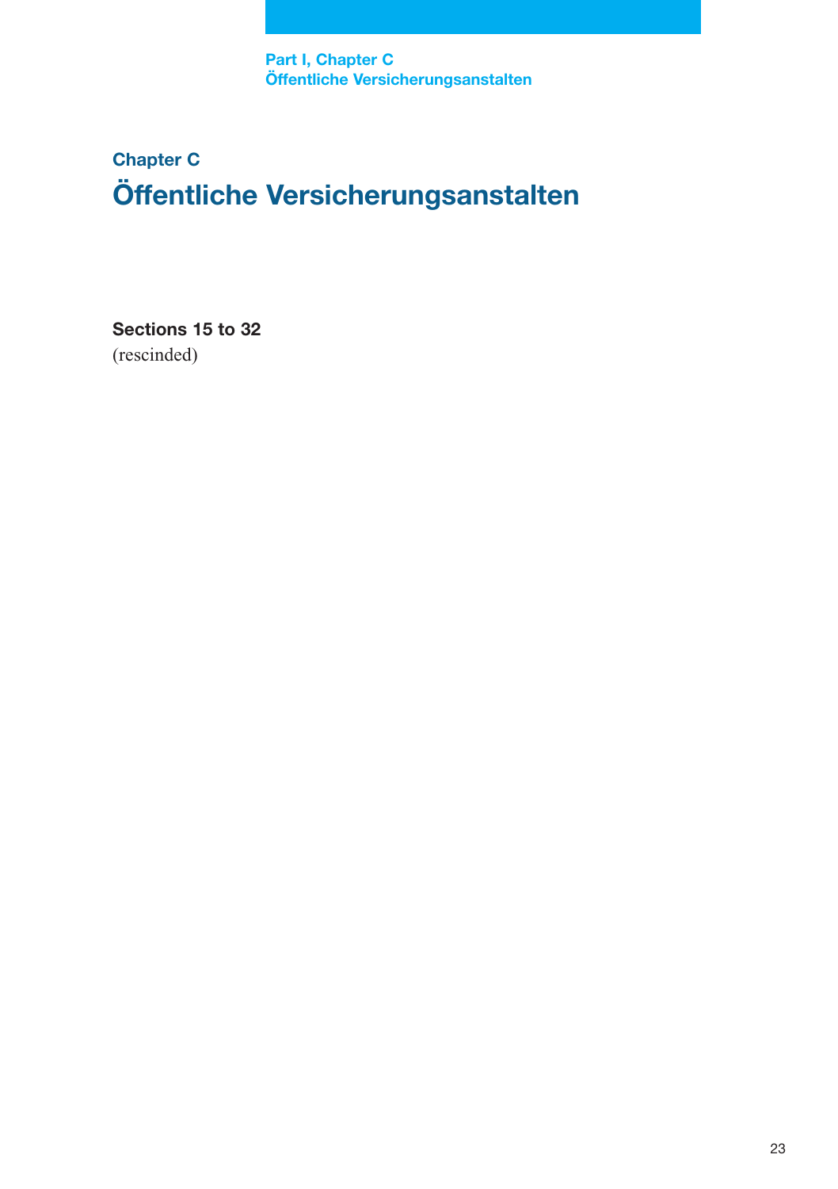## Chapter C

# Öffentliche Versicherungsanstalten

**Sections 15 to 32**
(rescinded)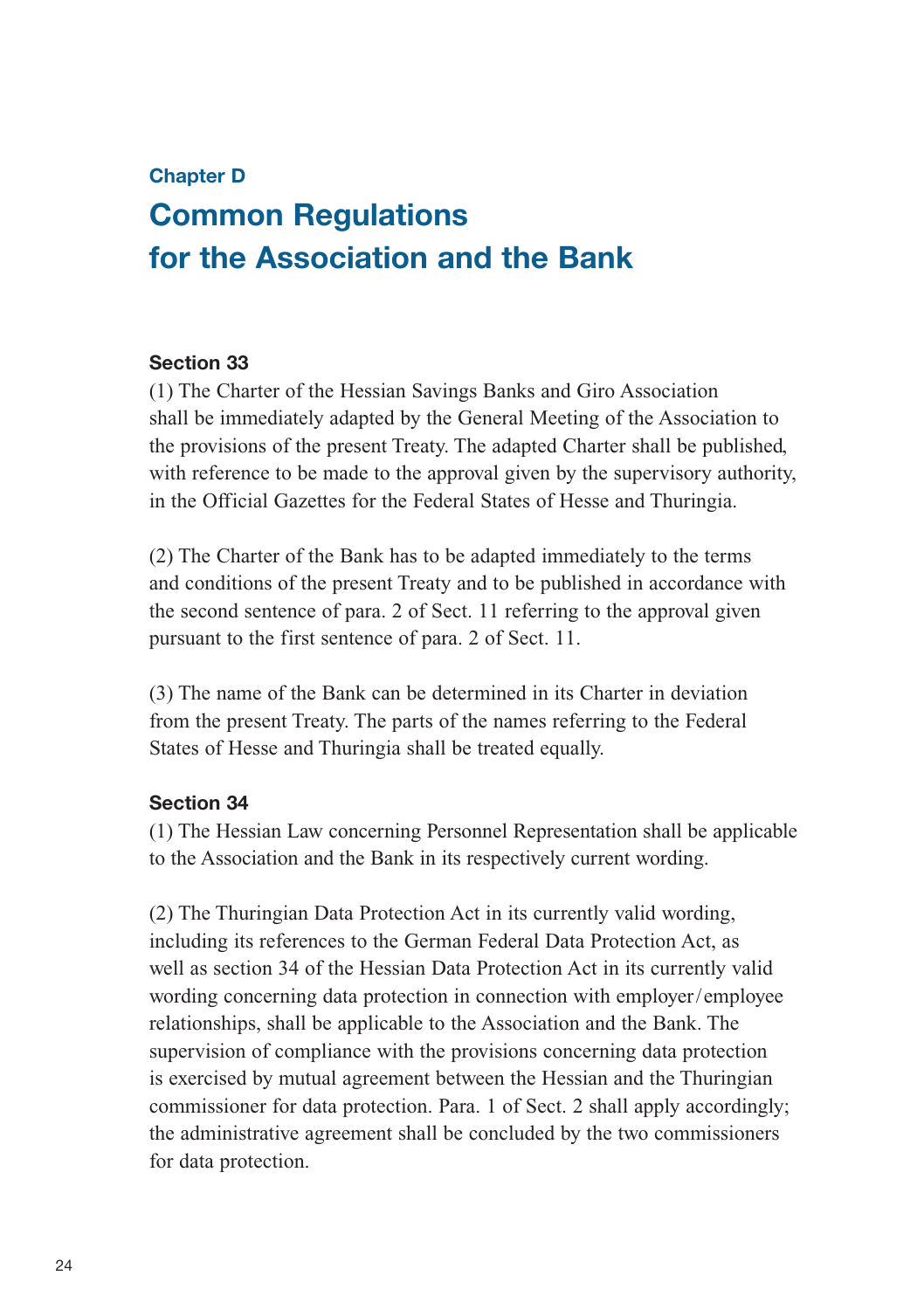## Chapter D

# Common Regulations for the Association and the Bank

**Section 33**

(1) The Charter of the Hessian Savings Banks and Giro Association shall be immediately adapted by the General Meeting of the Association to the provisions of the present Treaty. The adapted Charter shall be published, with reference to be made to the approval given by the supervisory authority, in the Official Gazettes for the Federal States of Hesse and Thuringia.

(2) The Charter of the Bank has to be adapted immediately to the terms and conditions of the present Treaty and to be published in accordance with the second sentence of para. 2 of Sect. 11 referring to the approval given pursuant to the first sentence of para. 2 of Sect. 11.

(3) The name of the Bank can be determined in its Charter in deviation from the present Treaty. The parts of the names referring to the Federal States of Hesse and Thuringia shall be treated equally.

**Section 34**

(1) The Hessian Law concerning Personnel Representation shall be applicable to the Association and the Bank in its respectively current wording.

(2) The Thuringian Data Protection Act in its currently valid wording, including its references to the German Federal Data Protection Act, as well as section 34 of the Hessian Data Protection Act in its currently valid wording concerning data protection in connection with employer/employee relationships, shall be applicable to the Association and the Bank. The supervision of compliance with the provisions concerning data protection is exercised by mutual agreement between the Hessian and the Thuringian commissioner for data protection. Para. 1 of Sect. 2 shall apply accordingly; the administrative agreement shall be concluded by the two commissioners for data protection.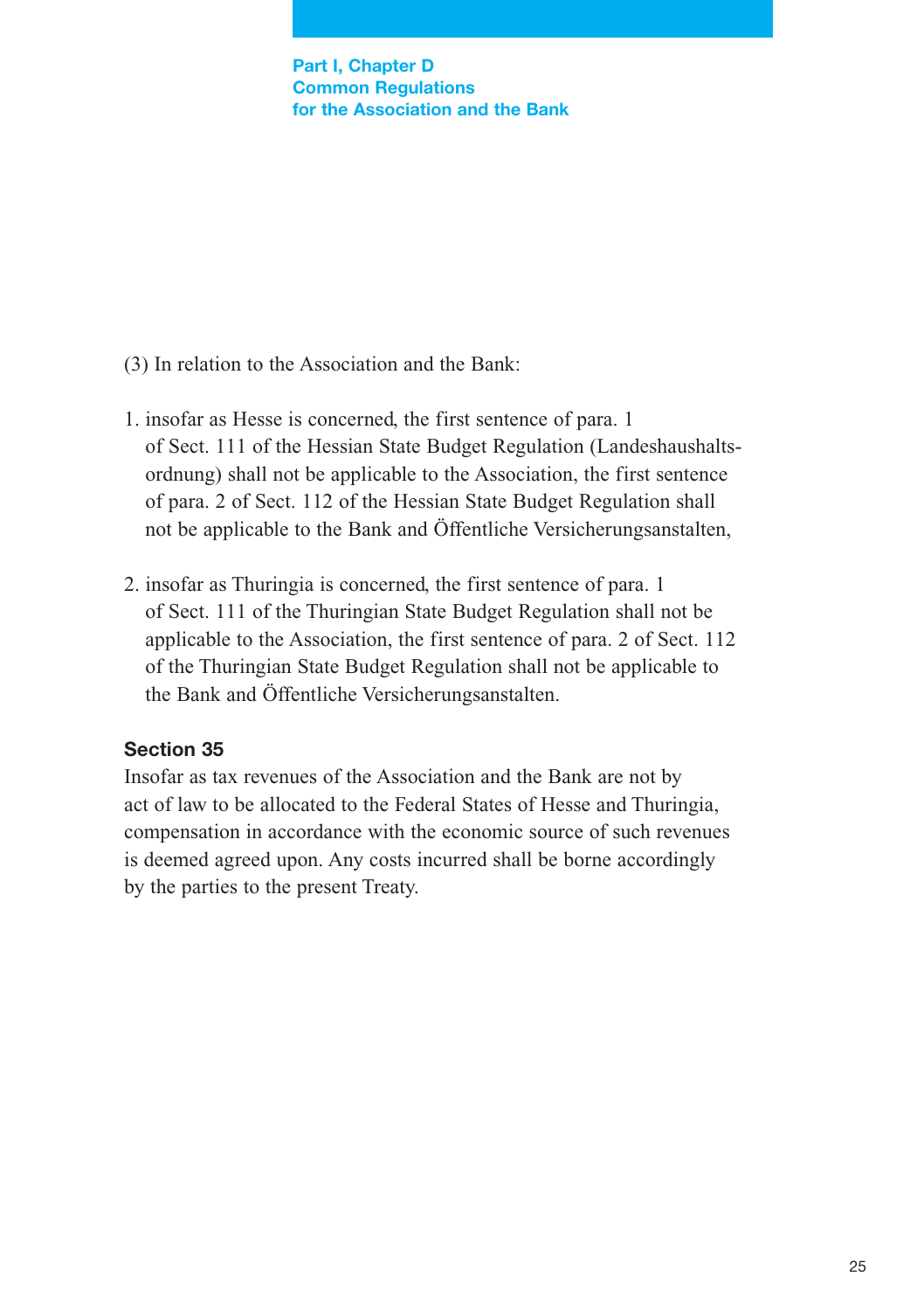(3) In relation to the Association and the Bank:

1. insofar as Hesse is concerned, the first sentence of para. 1 of Sect. 111 of the Hessian State Budget Regulation (Landeshaushaltsordnung) shall not be applicable to the Association, the first sentence of para. 2 of Sect. 112 of the Hessian State Budget Regulation shall not be applicable to the Bank and Öffentliche Versicherungsanstalten,

2. insofar as Thuringia is concerned, the first sentence of para. 1 of Sect. 111 of the Thuringian State Budget Regulation shall not be applicable to the Association, the first sentence of para. 2 of Sect. 112 of the Thuringian State Budget Regulation shall not be applicable to the Bank and Öffentliche Versicherungsanstalten.

### Section 35

Insofar as tax revenues of the Association and the Bank are not by act of law to be allocated to the Federal States of Hesse and Thuringia, compensation in accordance with the economic source of such revenues is deemed agreed upon. Any costs incurred shall be borne accordingly by the parties to the present Treaty.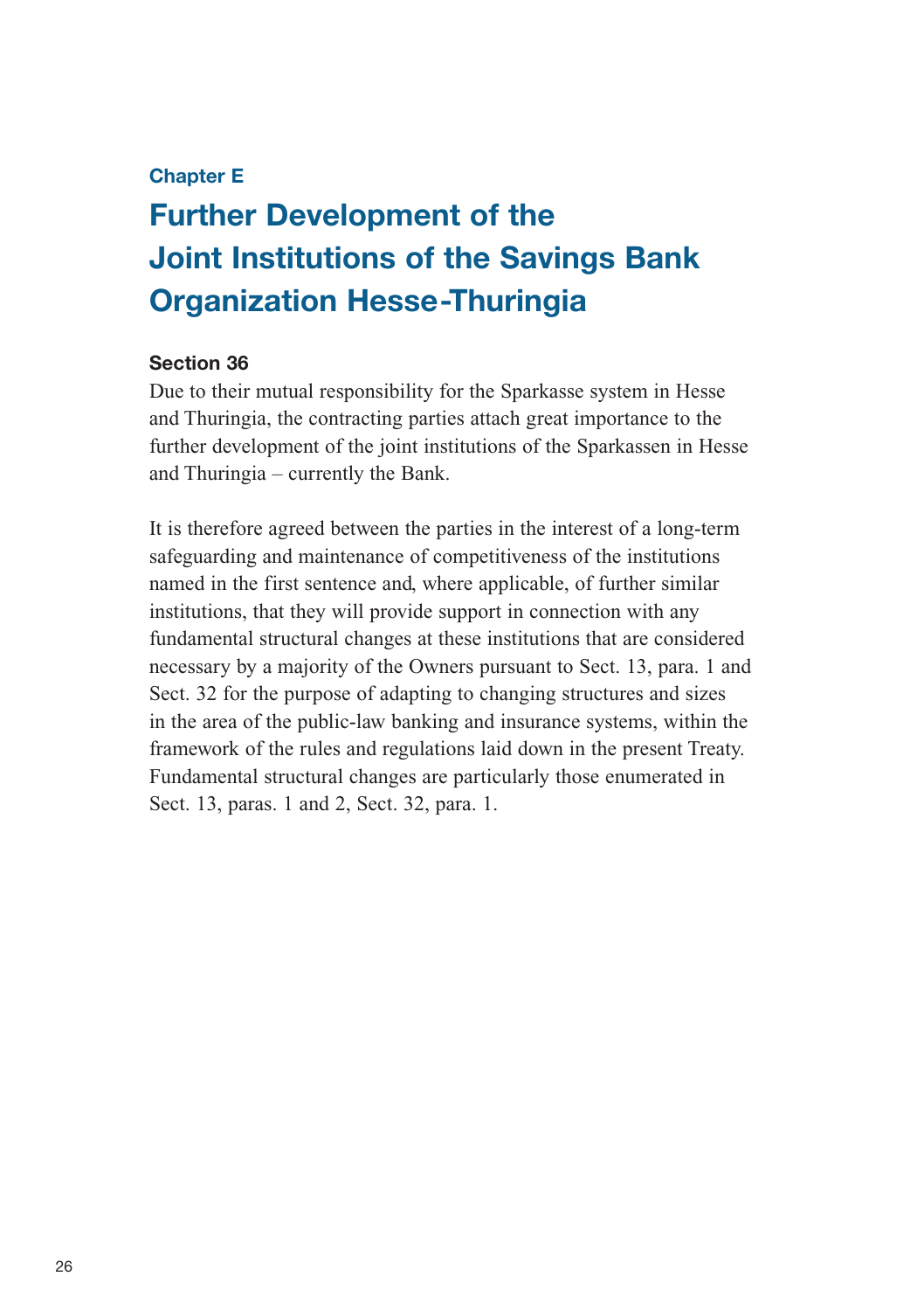## Chapter E

# Further Development of the Joint Institutions of the Savings Bank Organization Hesse-Thuringia

### Section 36

Due to their mutual responsibility for the Sparkasse system in Hesse and Thuringia, the contracting parties attach great importance to the further development of the joint institutions of the Sparkassen in Hesse and Thuringia – currently the Bank.

It is therefore agreed between the parties in the interest of a long-term safeguarding and maintenance of competitiveness of the institutions named in the first sentence and, where applicable, of further similar institutions, that they will provide support in connection with any fundamental structural changes at these institutions that are considered necessary by a majority of the Owners pursuant to Sect. 13, para. 1 and Sect. 32 for the purpose of adapting to changing structures and sizes in the area of the public-law banking and insurance systems, within the framework of the rules and regulations laid down in the present Treaty. Fundamental structural changes are particularly those enumerated in Sect. 13, paras. 1 and 2, Sect. 32, para. 1.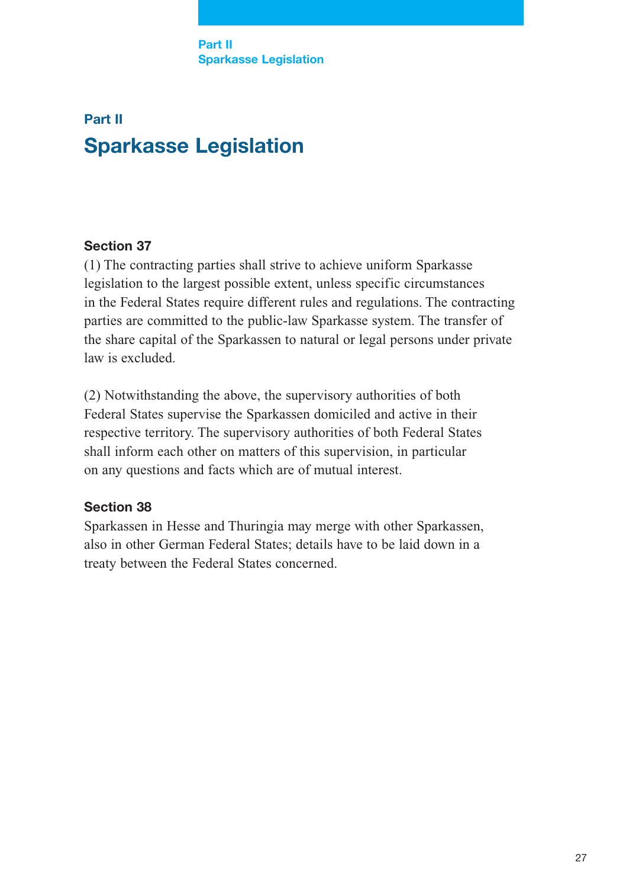## Part II

# Sparkasse Legislation

### Section 37

(1) The contracting parties shall strive to achieve uniform Sparkasse legislation to the largest possible extent, unless specific circumstances in the Federal States require different rules and regulations. The contracting parties are committed to the public-law Sparkasse system. The transfer of the share capital of the Sparkassen to natural or legal persons under private law is excluded.

(2) Notwithstanding the above, the supervisory authorities of both Federal States supervise the Sparkassen domiciled and active in their respective territory. The supervisory authorities of both Federal States shall inform each other on matters of this supervision, in particular on any questions and facts which are of mutual interest.

### Section 38

Sparkassen in Hesse and Thuringia may merge with other Sparkassen, also in other German Federal States; details have to be laid down in a treaty between the Federal States concerned.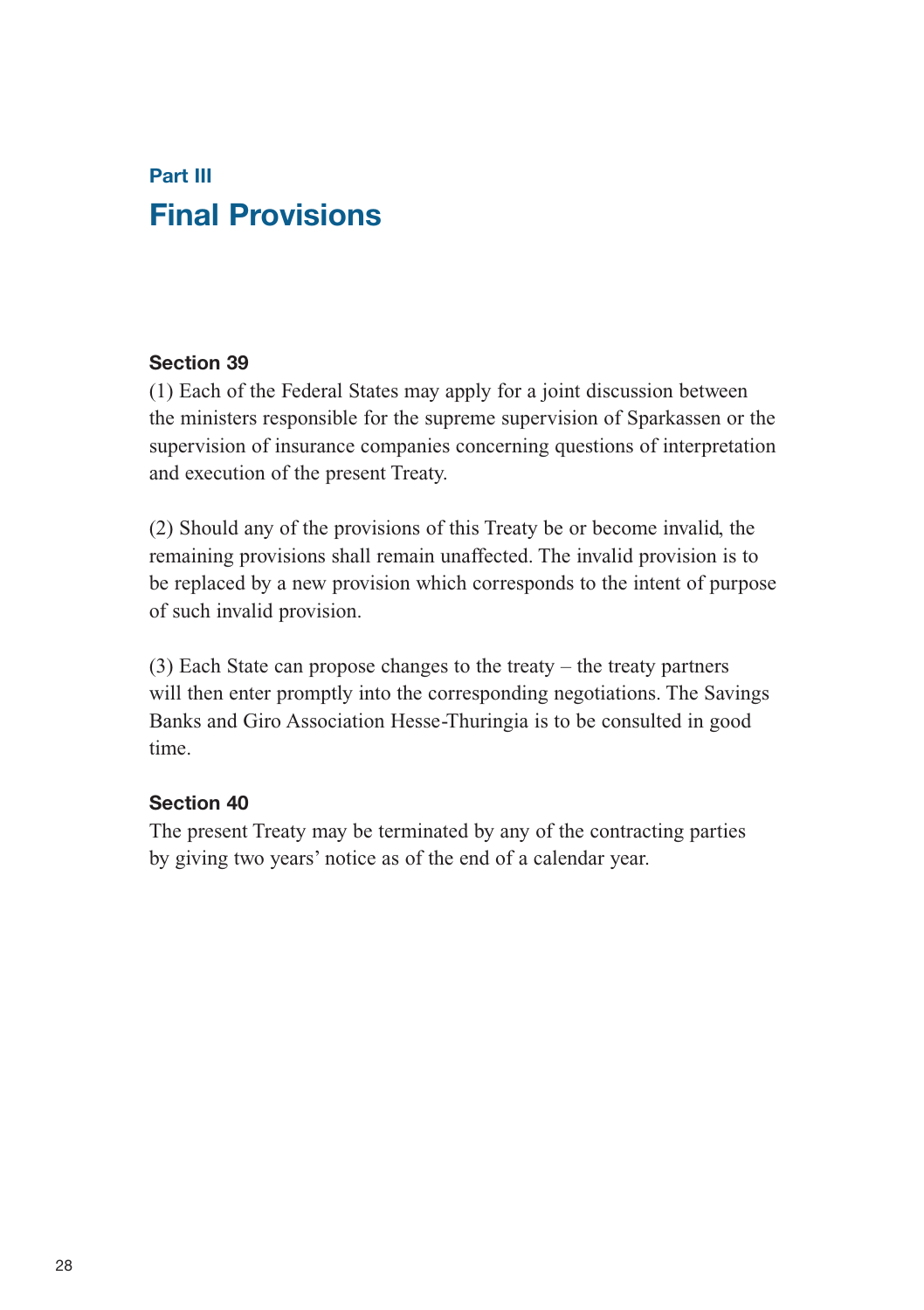## Part III

# Final Provisions

### Section 39

(1) Each of the Federal States may apply for a joint discussion between the ministers responsible for the supreme supervision of Sparkassen or the supervision of insurance companies concerning questions of interpretation and execution of the present Treaty.

(2) Should any of the provisions of this Treaty be or become invalid, the remaining provisions shall remain unaffected. The invalid provision is to be replaced by a new provision which corresponds to the intent of purpose of such invalid provision.

(3) Each State can propose changes to the treaty – the treaty partners will then enter promptly into the corresponding negotiations. The Savings Banks and Giro Association Hesse-Thuringia is to be consulted in good time.

### Section 40

The present Treaty may be terminated by any of the contracting parties by giving two years' notice as of the end of a calendar year.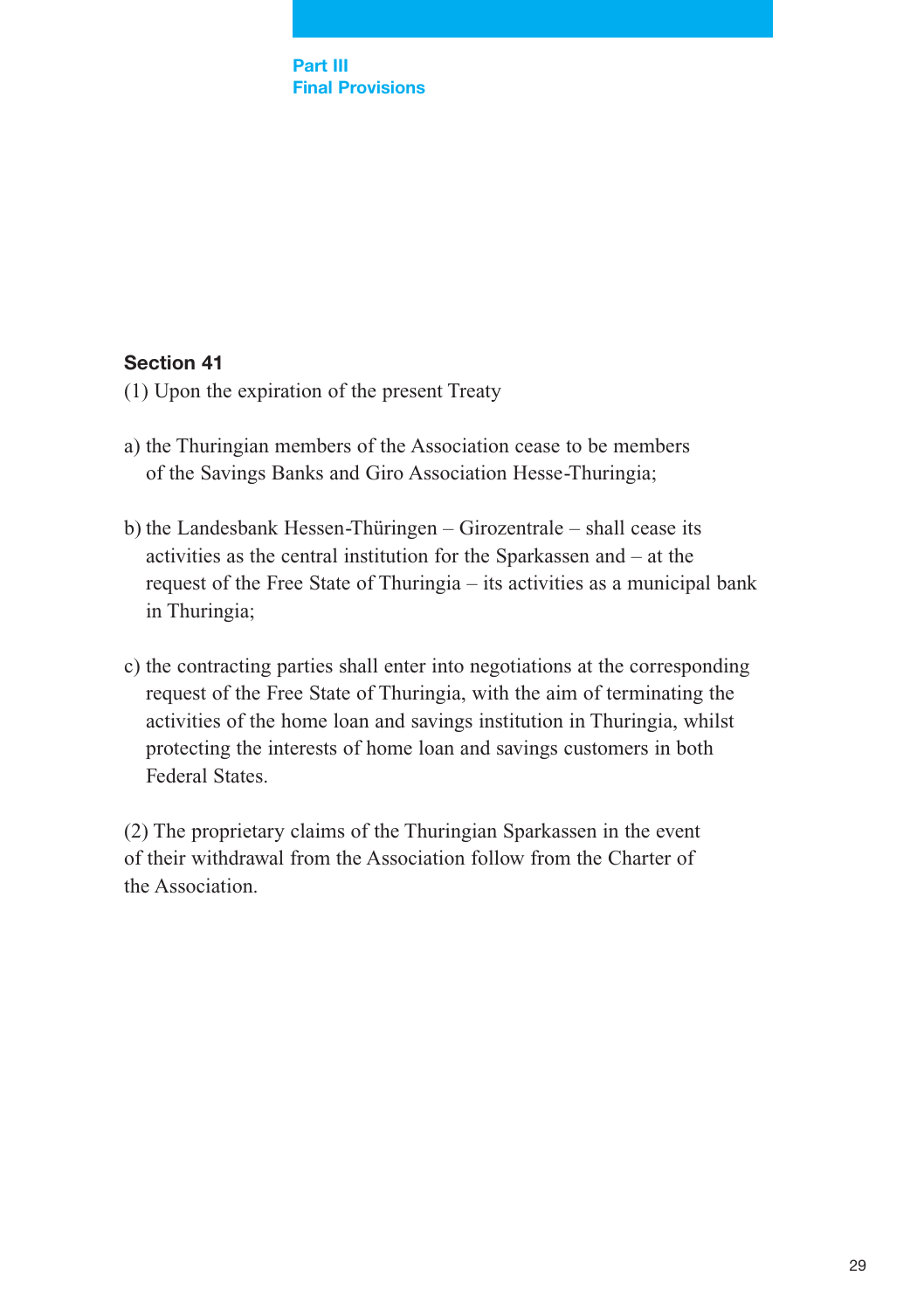## Part III
## Final Provisions

### Section 41

(1) Upon the expiration of the present Treaty

a) the Thuringian members of the Association cease to be members of the Savings Banks and Giro Association Hesse-Thuringia;

b) the Landesbank Hessen-Thüringen – Girozentrale – shall cease its activities as the central institution for the Sparkassen and – at the request of the Free State of Thuringia – its activities as a municipal bank in Thuringia;

c) the contracting parties shall enter into negotiations at the corresponding request of the Free State of Thuringia, with the aim of terminating the activities of the home loan and savings institution in Thuringia, whilst protecting the interests of home loan and savings customers in both Federal States.

(2) The proprietary claims of the Thuringian Sparkassen in the event of their withdrawal from the Association follow from the Charter of the Association.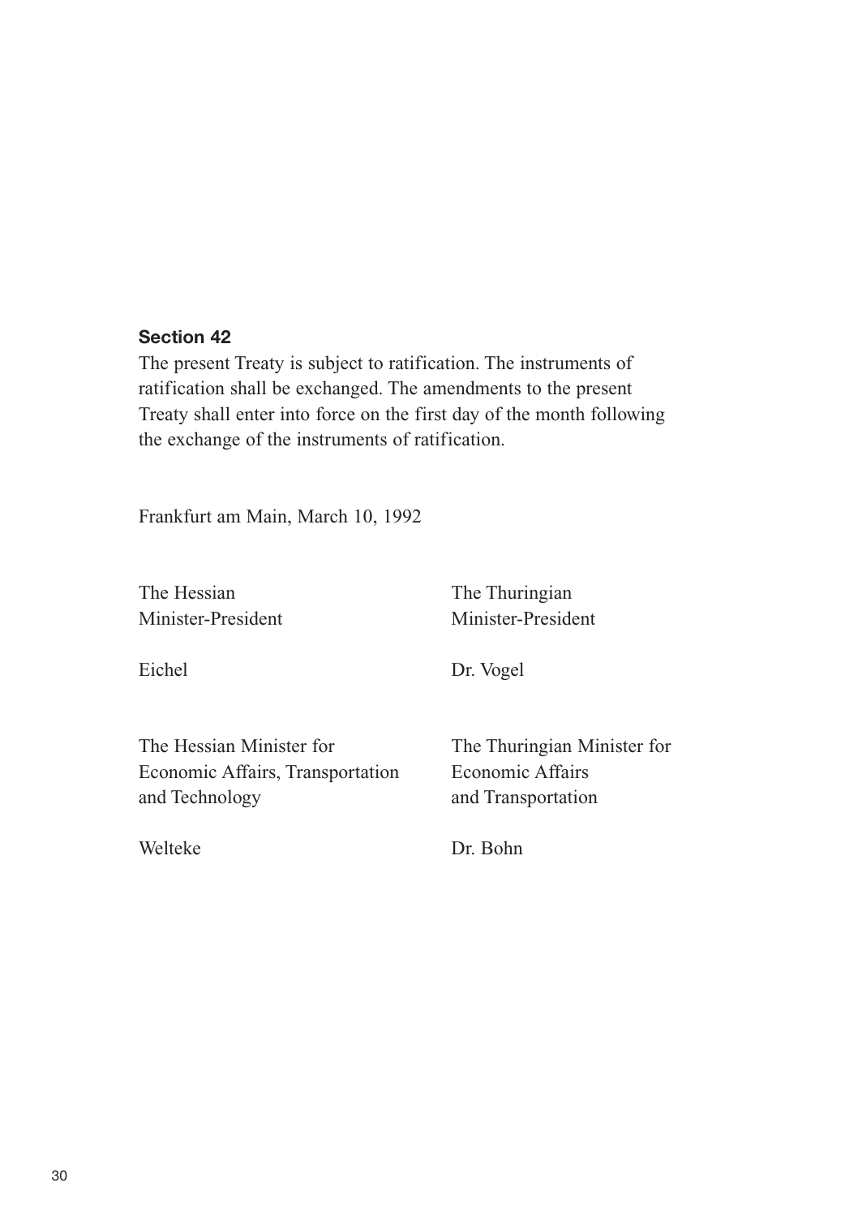**Section 42**

The present Treaty is subject to ratification. The instruments of ratification shall be exchanged. The amendments to the present Treaty shall enter into force on the first day of the month following the exchange of the instruments of ratification.

Frankfurt am Main, March 10, 1992

The Hessian Minister-President

Eichel

The Thuringian Minister-President

Dr. Vogel

The Hessian Minister for Economic Affairs, Transportation and Technology

Welteke

The Thuringian Minister for Economic Affairs and Transportation

Dr. Bohn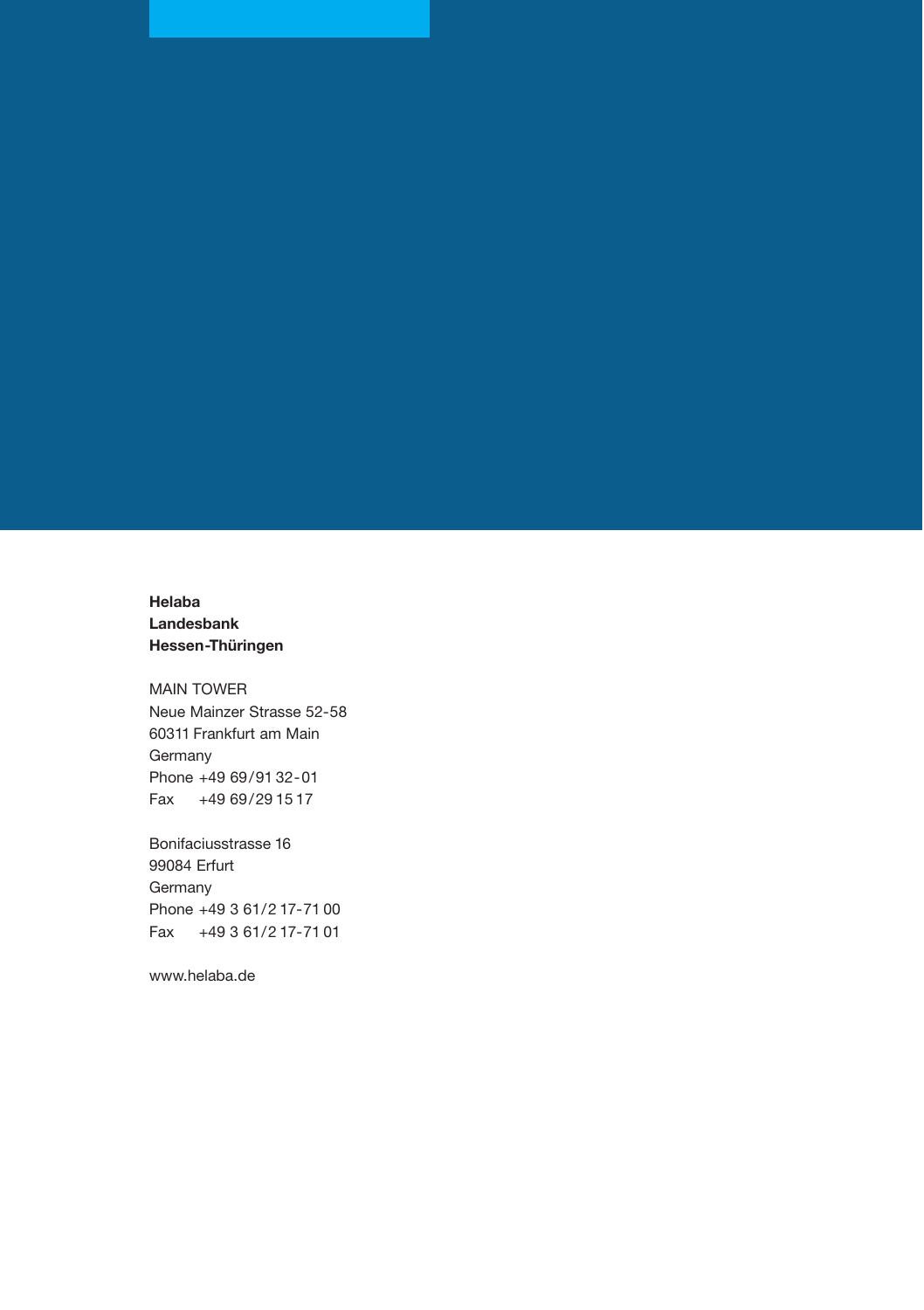**Helaba**
**Landesbank**
**Hessen-Thüringen**

MAIN TOWER
Neue Mainzer Strasse 52-58
60311 Frankfurt am Main
Germany
Phone +49 69/91 32-01
Fax +49 69/29 15 17

Bonifaciusstrasse 16
99084 Erfurt
Germany
Phone +49 3 61/2 17-71 00
Fax +49 3 61/2 17-71 01

www.helaba.de